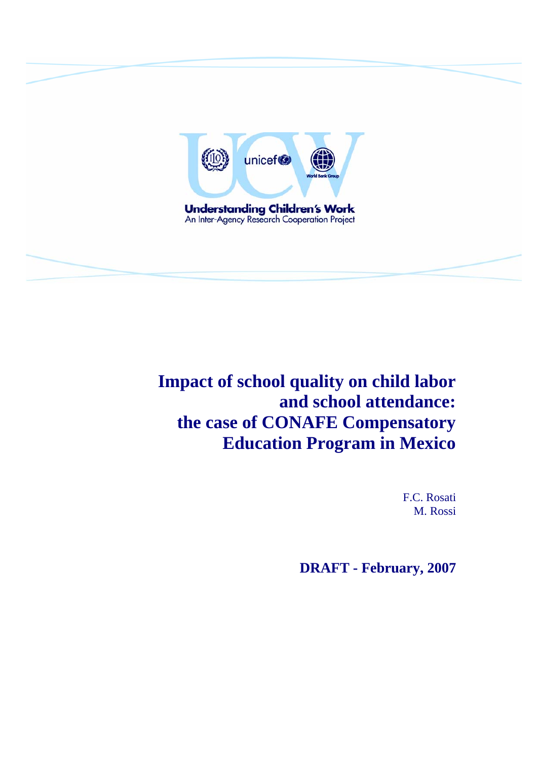Understanding Children's Work

An Inter-Agency Research Cooperation Project

# Impact of school quality on child labor and school attendance: the case of CONAFE Compensatory Education Program in Mexico

F.C. Rosati

M. Rossi

**DRAFT - February, 2007**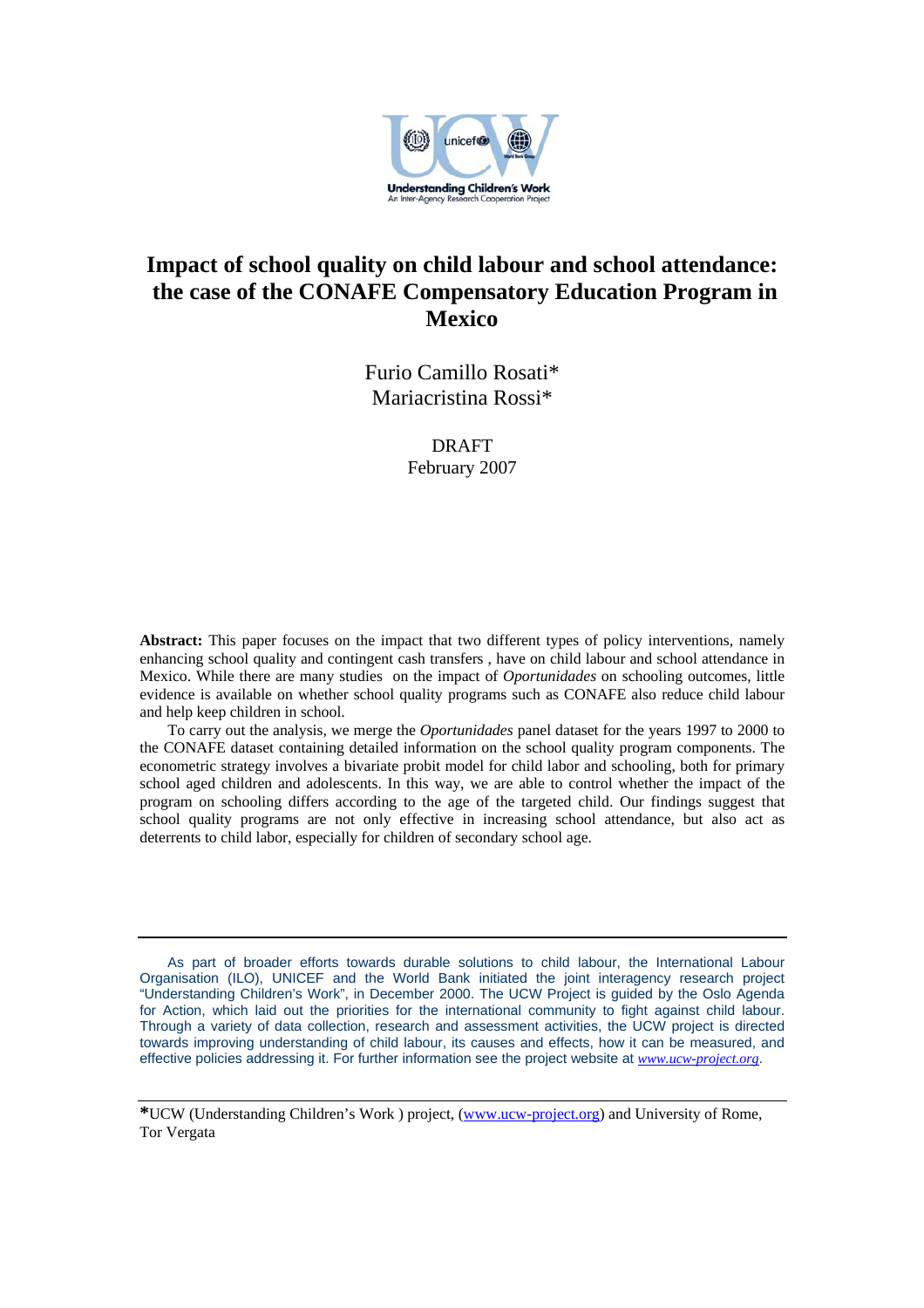# Impact of school quality on child labour and school attendance: the case of the CONAFE Compensatory Education Program in Mexico

Furio Camillo Rosati*
Mariacristina Rossi*

DRAFT
February 2007

**Abstract:** This paper focuses on the impact that two different types of policy interventions, namely enhancing school quality and contingent cash transfers , have on child labour and school attendance in Mexico. While there are many studies on the impact of *Oportunidades* on schooling outcomes, little evidence is available on whether school quality programs such as CONAFE also reduce child labour and help keep children in school.

To carry out the analysis, we merge the *Oportunidades* panel dataset for the years 1997 to 2000 to the CONAFE dataset containing detailed information on the school quality program components. The econometric strategy involves a bivariate probit model for child labor and schooling, both for primary school aged children and adolescents. In this way, we are able to control whether the impact of the program on schooling differs according to the age of the targeted child. Our findings suggest that school quality programs are not only effective in increasing school attendance, but also act as deterrents to child labor, especially for children of secondary school age.

---

As part of broader efforts towards durable solutions to child labour, the International Labour Organisation (ILO), UNICEF and the World Bank initiated the joint interagency research project "Understanding Children's Work", in December 2000. The UCW Project is guided by the Oslo Agenda for Action, which laid out the priorities for the international community to fight against child labour. Through a variety of data collection, research and assessment activities, the UCW project is directed towards improving understanding of child labour, its causes and effects, how it can be measured, and effective policies addressing it. For further information see the project website at *www.ucw-project.org*.

---

*UCW (Understanding Children's Work ) project, (www.ucw-project.org) and University of Rome, Tor Vergata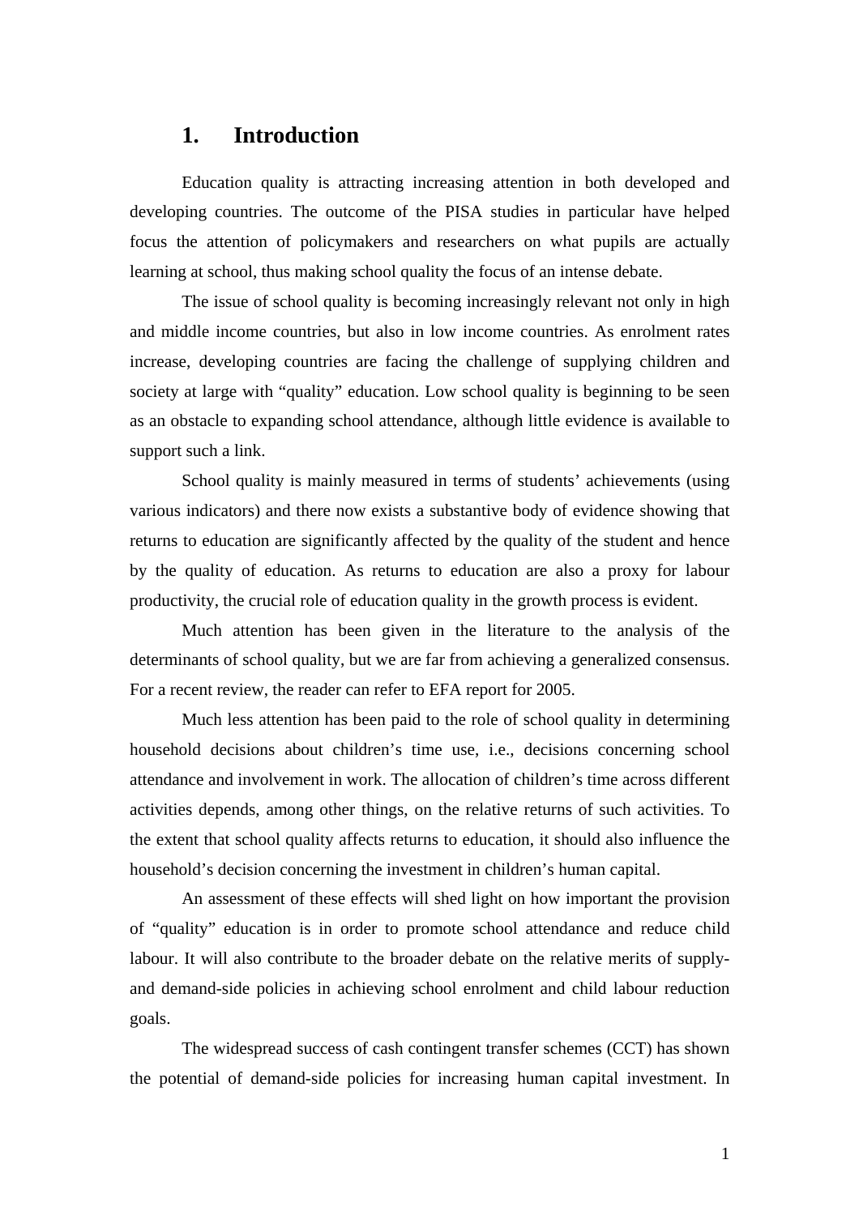# 1. Introduction

Education quality is attracting increasing attention in both developed and developing countries. The outcome of the PISA studies in particular have helped focus the attention of policymakers and researchers on what pupils are actually learning at school, thus making school quality the focus of an intense debate.

The issue of school quality is becoming increasingly relevant not only in high and middle income countries, but also in low income countries. As enrolment rates increase, developing countries are facing the challenge of supplying children and society at large with "quality" education. Low school quality is beginning to be seen as an obstacle to expanding school attendance, although little evidence is available to support such a link.

School quality is mainly measured in terms of students' achievements (using various indicators) and there now exists a substantive body of evidence showing that returns to education are significantly affected by the quality of the student and hence by the quality of education. As returns to education are also a proxy for labour productivity, the crucial role of education quality in the growth process is evident.

Much attention has been given in the literature to the analysis of the determinants of school quality, but we are far from achieving a generalized consensus. For a recent review, the reader can refer to EFA report for 2005.

Much less attention has been paid to the role of school quality in determining household decisions about children's time use, i.e., decisions concerning school attendance and involvement in work. The allocation of children's time across different activities depends, among other things, on the relative returns of such activities. To the extent that school quality affects returns to education, it should also influence the household's decision concerning the investment in children's human capital.

An assessment of these effects will shed light on how important the provision of "quality" education is in order to promote school attendance and reduce child labour. It will also contribute to the broader debate on the relative merits of supply- and demand-side policies in achieving school enrolment and child labour reduction goals.

The widespread success of cash contingent transfer schemes (CCT) has shown the potential of demand-side policies for increasing human capital investment. In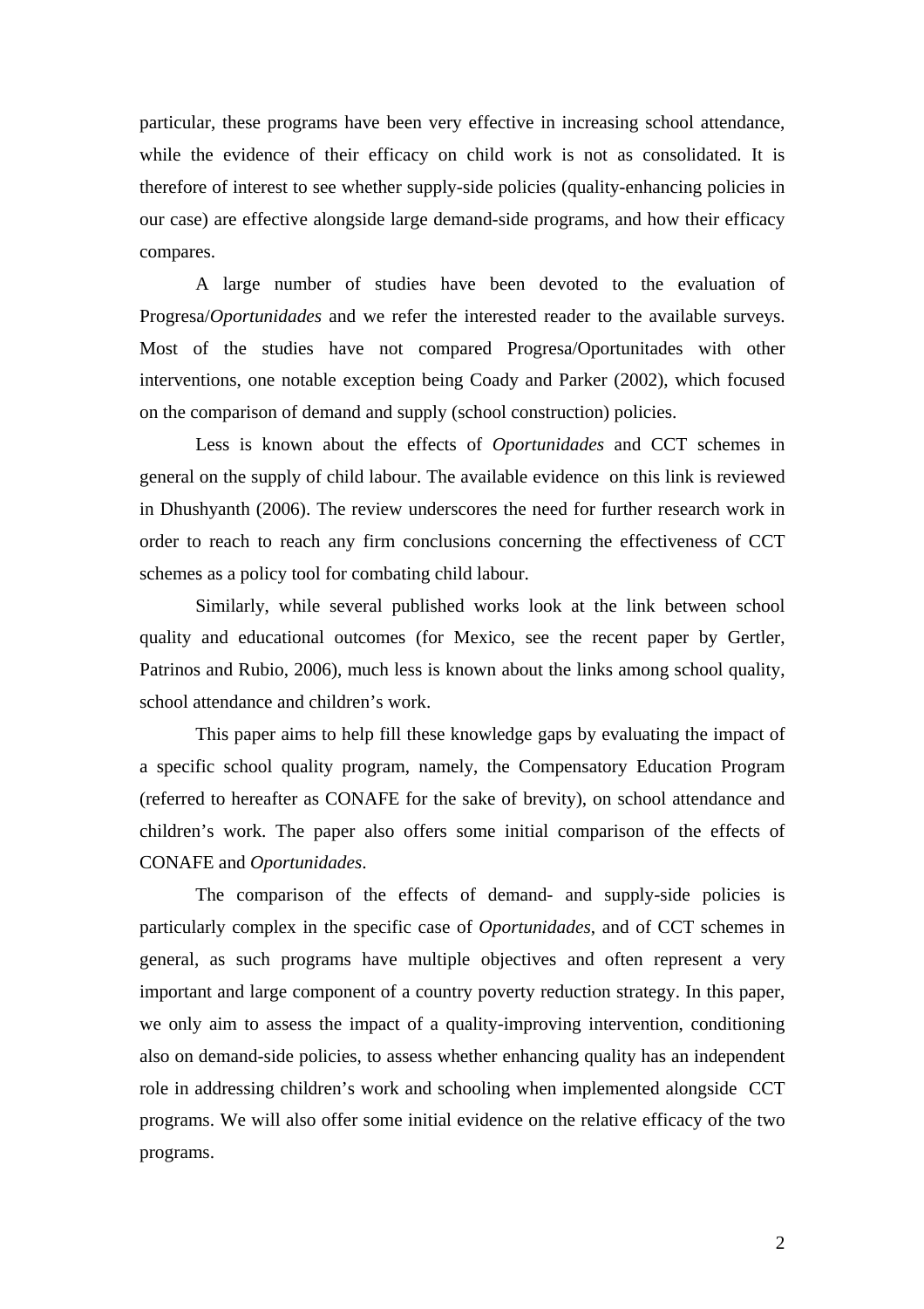particular, these programs have been very effective in increasing school attendance, while the evidence of their efficacy on child work is not as consolidated. It is therefore of interest to see whether supply-side policies (quality-enhancing policies in our case) are effective alongside large demand-side programs, and how their efficacy compares.

A large number of studies have been devoted to the evaluation of Progresa/*Oportunidades* and we refer the interested reader to the available surveys. Most of the studies have not compared Progresa/Oportunitades with other interventions, one notable exception being Coady and Parker (2002), which focused on the comparison of demand and supply (school construction) policies.

Less is known about the effects of *Oportunidades* and CCT schemes in general on the supply of child labour. The available evidence on this link is reviewed in Dhushyanth (2006). The review underscores the need for further research work in order to reach to reach any firm conclusions concerning the effectiveness of CCT schemes as a policy tool for combating child labour.

Similarly, while several published works look at the link between school quality and educational outcomes (for Mexico, see the recent paper by Gertler, Patrinos and Rubio, 2006), much less is known about the links among school quality, school attendance and children's work.

This paper aims to help fill these knowledge gaps by evaluating the impact of a specific school quality program, namely, the Compensatory Education Program (referred to hereafter as CONAFE for the sake of brevity), on school attendance and children's work. The paper also offers some initial comparison of the effects of CONAFE and *Oportunidades*.

The comparison of the effects of demand- and supply-side policies is particularly complex in the specific case of *Oportunidades*, and of CCT schemes in general, as such programs have multiple objectives and often represent a very important and large component of a country poverty reduction strategy. In this paper, we only aim to assess the impact of a quality-improving intervention, conditioning also on demand-side policies, to assess whether enhancing quality has an independent role in addressing children's work and schooling when implemented alongside CCT programs. We will also offer some initial evidence on the relative efficacy of the two programs.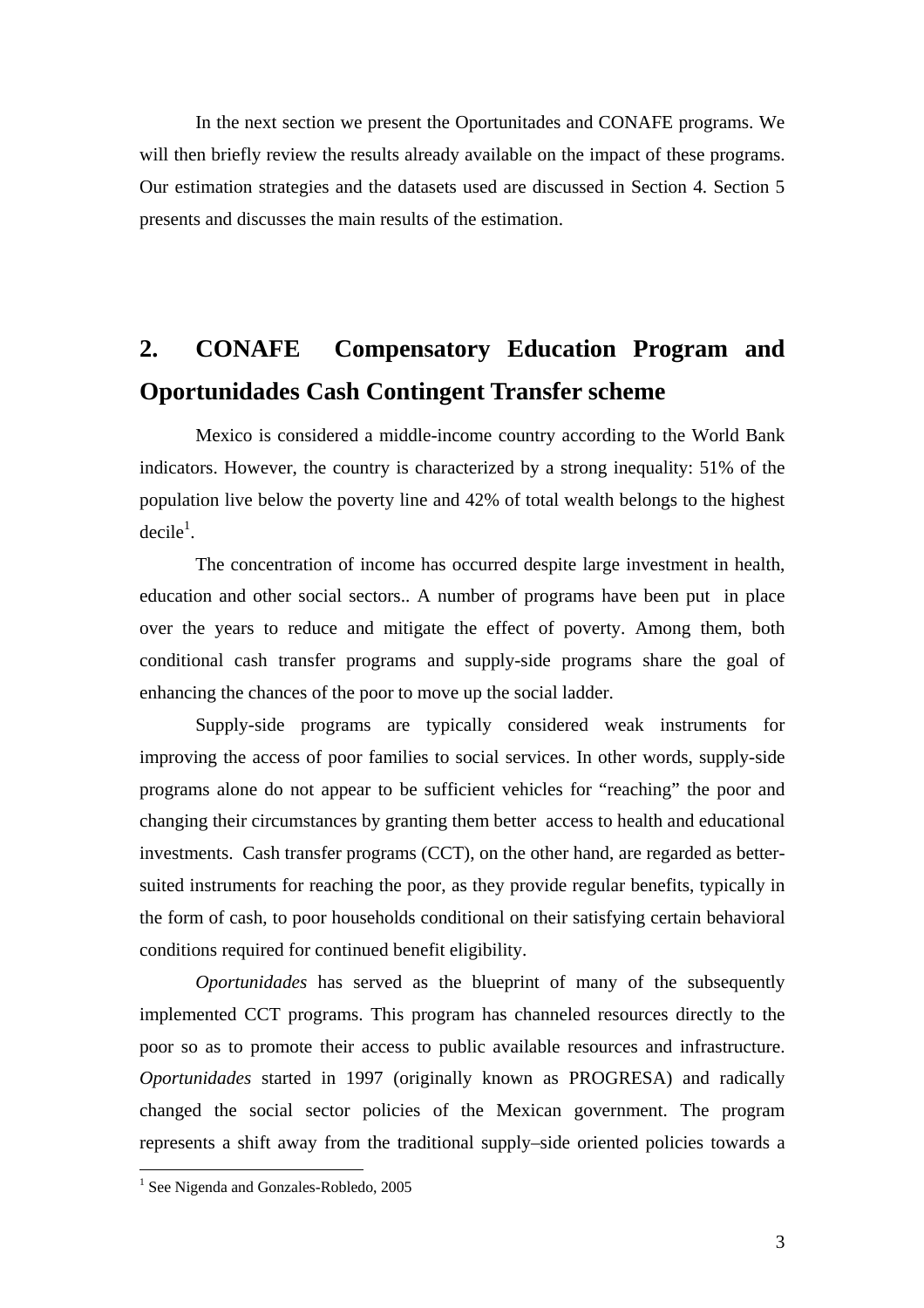In the next section we present the Oportunitades and CONAFE programs. We will then briefly review the results already available on the impact of these programs. Our estimation strategies and the datasets used are discussed in Section 4. Section 5 presents and discusses the main results of the estimation.

## 2. CONAFE Compensatory Education Program and Oportunidades Cash Contingent Transfer scheme

Mexico is considered a middle-income country according to the World Bank indicators. However, the country is characterized by a strong inequality: 51% of the population live below the poverty line and 42% of total wealth belongs to the highest decile[1].

The concentration of income has occurred despite large investment in health, education and other social sectors.. A number of programs have been put in place over the years to reduce and mitigate the effect of poverty. Among them, both conditional cash transfer programs and supply-side programs share the goal of enhancing the chances of the poor to move up the social ladder.

Supply-side programs are typically considered weak instruments for improving the access of poor families to social services. In other words, supply-side programs alone do not appear to be sufficient vehicles for "reaching" the poor and changing their circumstances by granting them better access to health and educational investments. Cash transfer programs (CCT), on the other hand, are regarded as better-suited instruments for reaching the poor, as they provide regular benefits, typically in the form of cash, to poor households conditional on their satisfying certain behavioral conditions required for continued benefit eligibility.

*Oportunidades* has served as the blueprint of many of the subsequently implemented CCT programs. This program has channeled resources directly to the poor so as to promote their access to public available resources and infrastructure. *Oportunidades* started in 1997 (originally known as PROGRESA) and radically changed the social sector policies of the Mexican government. The program represents a shift away from the traditional supply–side oriented policies towards a

---

[1] See Nigenda and Gonzales-Robledo, 2005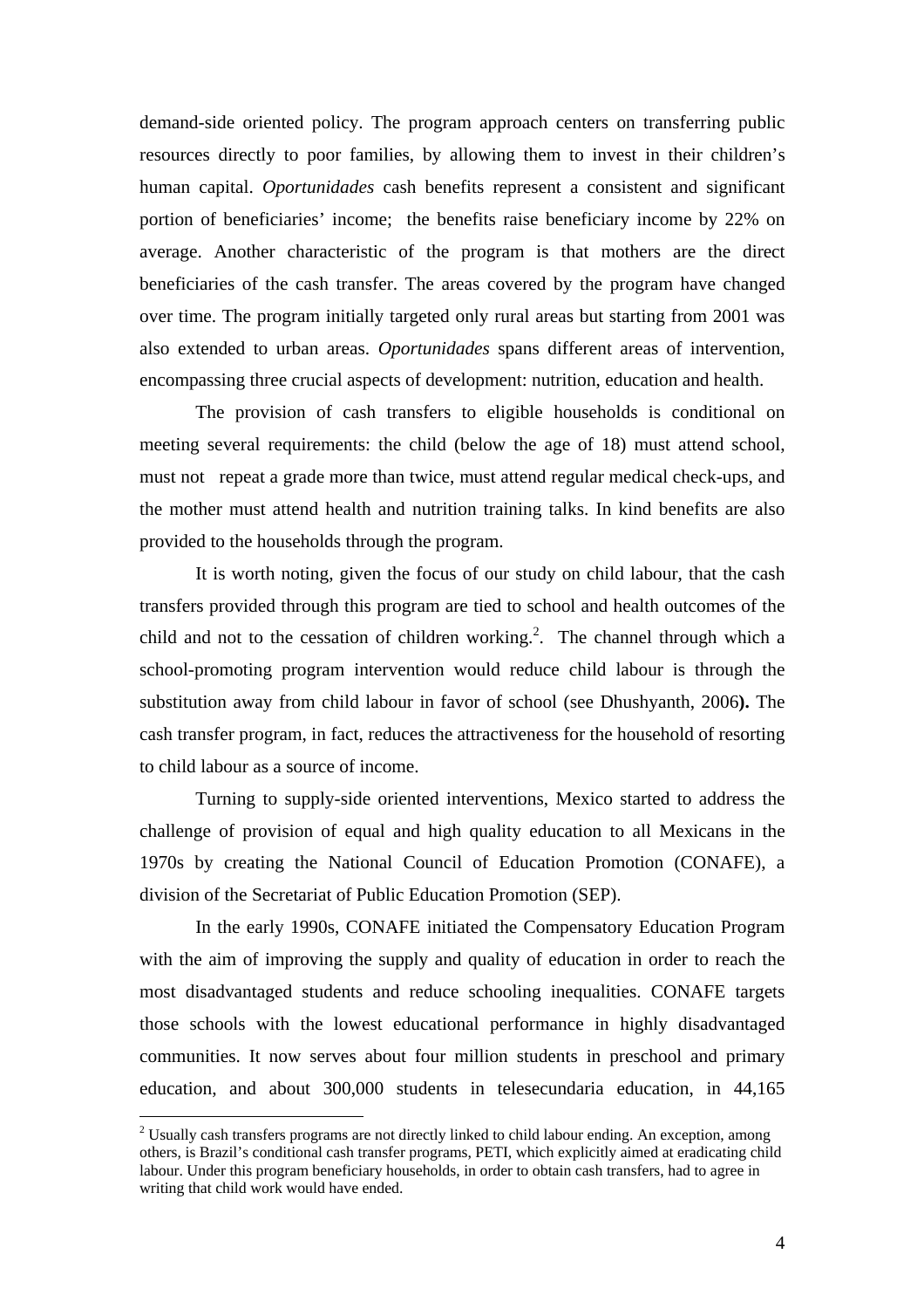demand-side oriented policy. The program approach centers on transferring public resources directly to poor families, by allowing them to invest in their children's human capital. *Oportunidades* cash benefits represent a consistent and significant portion of beneficiaries' income; the benefits raise beneficiary income by 22% on average. Another characteristic of the program is that mothers are the direct beneficiaries of the cash transfer. The areas covered by the program have changed over time. The program initially targeted only rural areas but starting from 2001 was also extended to urban areas. *Oportunidades* spans different areas of intervention, encompassing three crucial aspects of development: nutrition, education and health.

The provision of cash transfers to eligible households is conditional on meeting several requirements: the child (below the age of 18) must attend school, must not repeat a grade more than twice, must attend regular medical check-ups, and the mother must attend health and nutrition training talks. In kind benefits are also provided to the households through the program.

It is worth noting, given the focus of our study on child labour, that the cash transfers provided through this program are tied to school and health outcomes of the child and not to the cessation of children working.[2]. The channel through which a school-promoting program intervention would reduce child labour is through the substitution away from child labour in favor of school (see Dhushyanth, 2006**).** The cash transfer program, in fact, reduces the attractiveness for the household of resorting to child labour as a source of income.

Turning to supply-side oriented interventions, Mexico started to address the challenge of provision of equal and high quality education to all Mexicans in the 1970s by creating the National Council of Education Promotion (CONAFE), a division of the Secretariat of Public Education Promotion (SEP).

In the early 1990s, CONAFE initiated the Compensatory Education Program with the aim of improving the supply and quality of education in order to reach the most disadvantaged students and reduce schooling inequalities. CONAFE targets those schools with the lowest educational performance in highly disadvantaged communities. It now serves about four million students in preschool and primary education, and about 300,000 students in telesecundaria education, in 44,165

[2] Usually cash transfers programs are not directly linked to child labour ending. An exception, among others, is Brazil's conditional cash transfer programs, PETI, which explicitly aimed at eradicating child labour. Under this program beneficiary households, in order to obtain cash transfers, had to agree in writing that child work would have ended.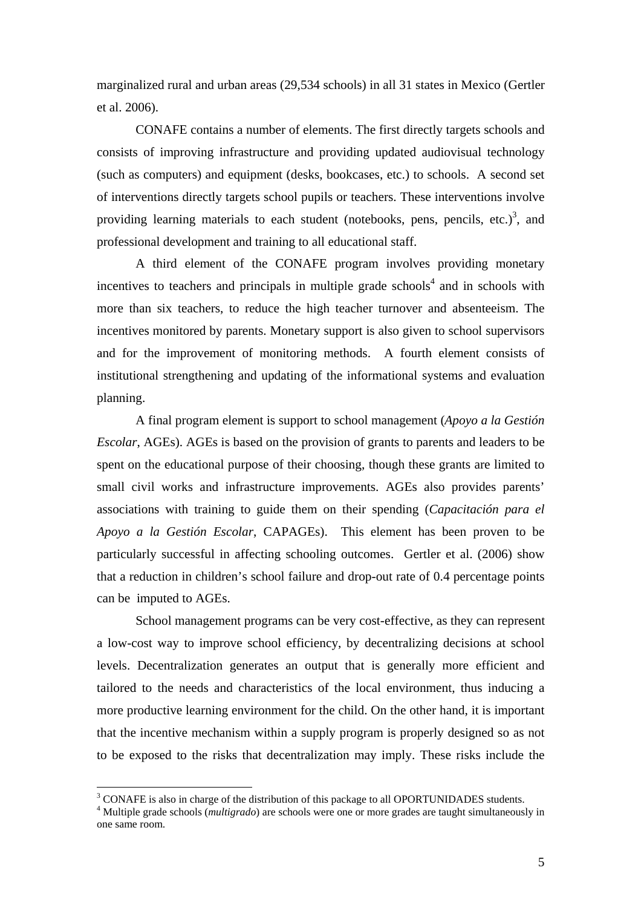marginalized rural and urban areas (29,534 schools) in all 31 states in Mexico (Gertler et al. 2006).

CONAFE contains a number of elements. The first directly targets schools and consists of improving infrastructure and providing updated audiovisual technology (such as computers) and equipment (desks, bookcases, etc.) to schools. A second set of interventions directly targets school pupils or teachers. These interventions involve providing learning materials to each student (notebooks, pens, pencils, etc.)[3], and professional development and training to all educational staff.

A third element of the CONAFE program involves providing monetary incentives to teachers and principals in multiple grade schools[4] and in schools with more than six teachers, to reduce the high teacher turnover and absenteeism. The incentives monitored by parents. Monetary support is also given to school supervisors and for the improvement of monitoring methods. A fourth element consists of institutional strengthening and updating of the informational systems and evaluation planning.

A final program element is support to school management (*Apoyo a la Gestión Escolar*, AGEs). AGEs is based on the provision of grants to parents and leaders to be spent on the educational purpose of their choosing, though these grants are limited to small civil works and infrastructure improvements. AGEs also provides parents' associations with training to guide them on their spending (*Capacitación para el Apoyo a la Gestión Escolar*, CAPAGEs). This element has been proven to be particularly successful in affecting schooling outcomes. Gertler et al. (2006) show that a reduction in children's school failure and drop-out rate of 0.4 percentage points can be imputed to AGEs.

School management programs can be very cost-effective, as they can represent a low-cost way to improve school efficiency, by decentralizing decisions at school levels. Decentralization generates an output that is generally more efficient and tailored to the needs and characteristics of the local environment, thus inducing a more productive learning environment for the child. On the other hand, it is important that the incentive mechanism within a supply program is properly designed so as not to be exposed to the risks that decentralization may imply. These risks include the

[3] CONAFE is also in charge of the distribution of this package to all OPORTUNIDADES students.

[4] Multiple grade schools (*multigrado*) are schools were one or more grades are taught simultaneously in one same room.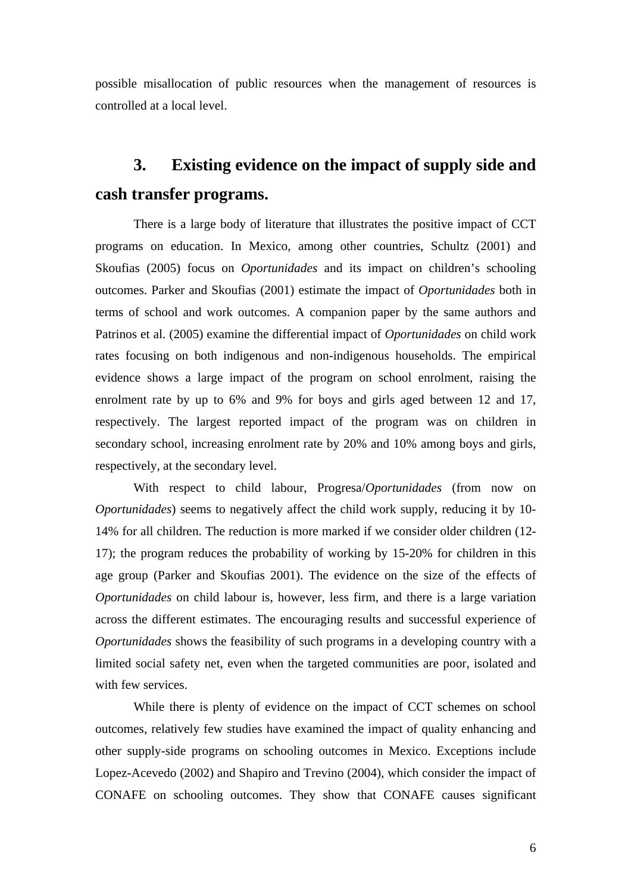possible misallocation of public resources when the management of resources is controlled at a local level.

## 3. Existing evidence on the impact of supply side and cash transfer programs.

There is a large body of literature that illustrates the positive impact of CCT programs on education. In Mexico, among other countries, Schultz (2001) and Skoufias (2005) focus on *Oportunidades* and its impact on children's schooling outcomes. Parker and Skoufias (2001) estimate the impact of *Oportunidades* both in terms of school and work outcomes. A companion paper by the same authors and Patrinos et al. (2005) examine the differential impact of *Oportunidades* on child work rates focusing on both indigenous and non-indigenous households. The empirical evidence shows a large impact of the program on school enrolment, raising the enrolment rate by up to 6% and 9% for boys and girls aged between 12 and 17, respectively. The largest reported impact of the program was on children in secondary school, increasing enrolment rate by 20% and 10% among boys and girls, respectively, at the secondary level.

With respect to child labour, Progresa/*Oportunidades* (from now on *Oportunidades*) seems to negatively affect the child work supply, reducing it by 10-14% for all children. The reduction is more marked if we consider older children (12-17); the program reduces the probability of working by 15-20% for children in this age group (Parker and Skoufias 2001). The evidence on the size of the effects of *Oportunidades* on child labour is, however, less firm, and there is a large variation across the different estimates. The encouraging results and successful experience of *Oportunidades* shows the feasibility of such programs in a developing country with a limited social safety net, even when the targeted communities are poor, isolated and with few services.

While there is plenty of evidence on the impact of CCT schemes on school outcomes, relatively few studies have examined the impact of quality enhancing and other supply-side programs on schooling outcomes in Mexico. Exceptions include Lopez-Acevedo (2002) and Shapiro and Trevino (2004), which consider the impact of CONAFE on schooling outcomes. They show that CONAFE causes significant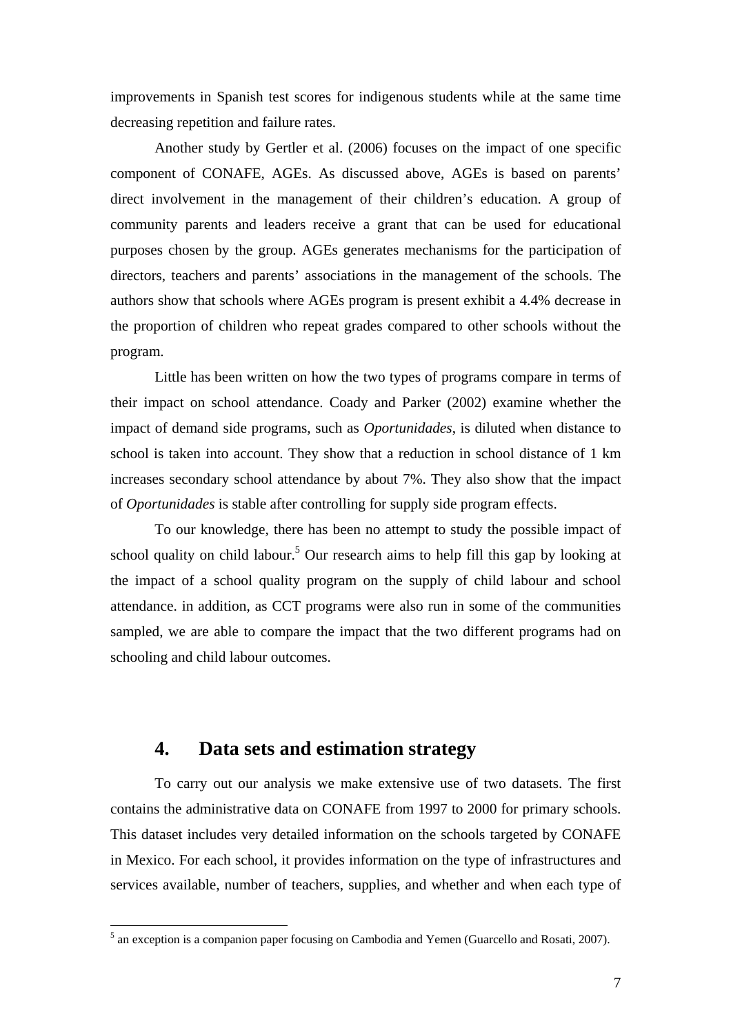improvements in Spanish test scores for indigenous students while at the same time decreasing repetition and failure rates.

Another study by Gertler et al. (2006) focuses on the impact of one specific component of CONAFE, AGEs. As discussed above, AGEs is based on parents' direct involvement in the management of their children's education. A group of community parents and leaders receive a grant that can be used for educational purposes chosen by the group. AGEs generates mechanisms for the participation of directors, teachers and parents' associations in the management of the schools. The authors show that schools where AGEs program is present exhibit a 4.4% decrease in the proportion of children who repeat grades compared to other schools without the program.

Little has been written on how the two types of programs compare in terms of their impact on school attendance. Coady and Parker (2002) examine whether the impact of demand side programs, such as *Oportunidades*, is diluted when distance to school is taken into account. They show that a reduction in school distance of 1 km increases secondary school attendance by about 7%. They also show that the impact of *Oportunidades* is stable after controlling for supply side program effects.

To our knowledge, there has been no attempt to study the possible impact of school quality on child labour.[5] Our research aims to help fill this gap by looking at the impact of a school quality program on the supply of child labour and school attendance. in addition, as CCT programs were also run in some of the communities sampled, we are able to compare the impact that the two different programs had on schooling and child labour outcomes.

## 4. Data sets and estimation strategy

To carry out our analysis we make extensive use of two datasets. The first contains the administrative data on CONAFE from 1997 to 2000 for primary schools. This dataset includes very detailed information on the schools targeted by CONAFE in Mexico. For each school, it provides information on the type of infrastructures and services available, number of teachers, supplies, and whether and when each type of

[5] an exception is a companion paper focusing on Cambodia and Yemen (Guarcello and Rosati, 2007).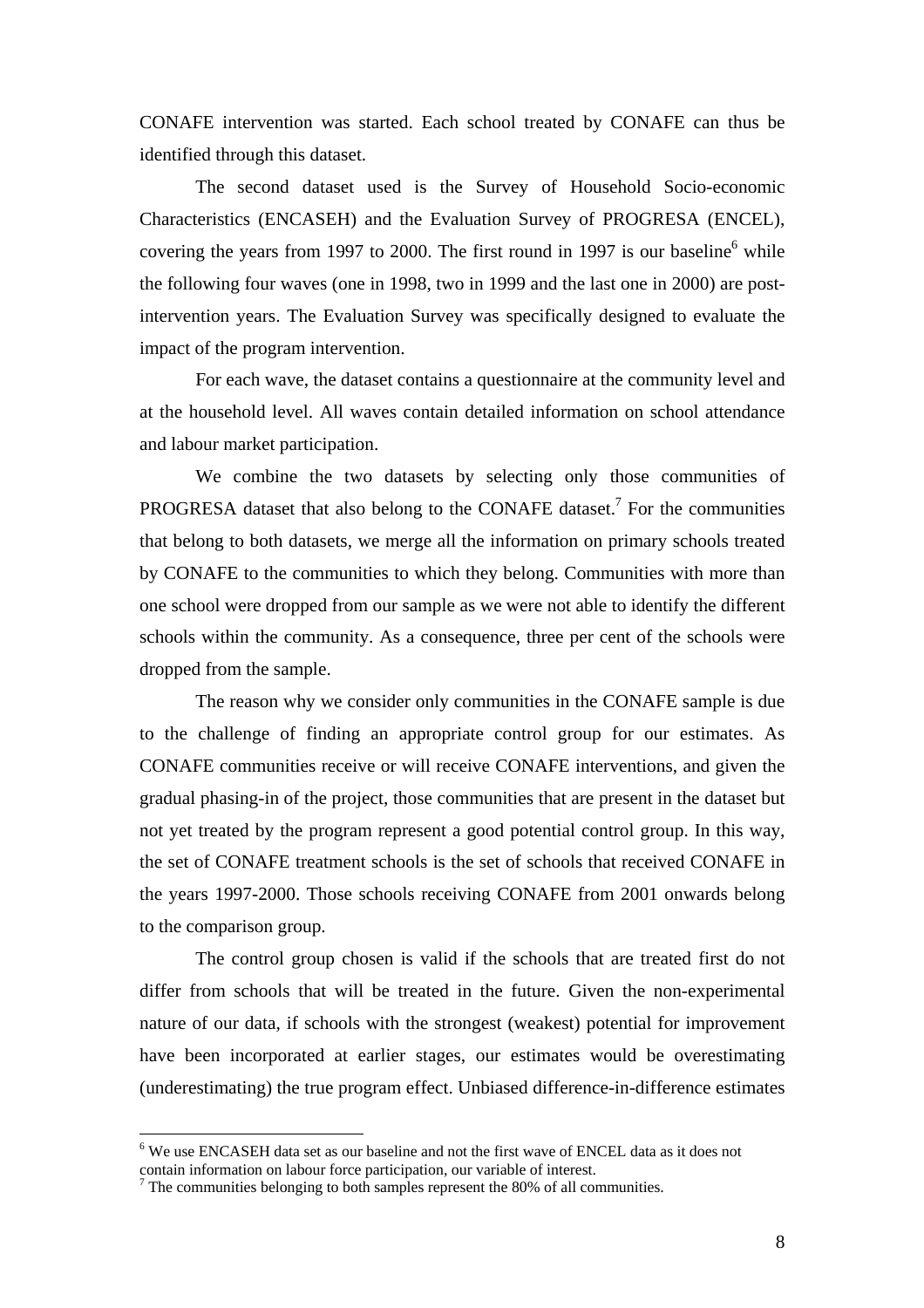CONAFE intervention was started. Each school treated by CONAFE can thus be identified through this dataset.

The second dataset used is the Survey of Household Socio-economic Characteristics (ENCASEH) and the Evaluation Survey of PROGRESA (ENCEL), covering the years from 1997 to 2000. The first round in 1997 is our baseline[6] while the following four waves (one in 1998, two in 1999 and the last one in 2000) are post-intervention years. The Evaluation Survey was specifically designed to evaluate the impact of the program intervention.

For each wave, the dataset contains a questionnaire at the community level and at the household level. All waves contain detailed information on school attendance and labour market participation.

We combine the two datasets by selecting only those communities of PROGRESA dataset that also belong to the CONAFE dataset.[7] For the communities that belong to both datasets, we merge all the information on primary schools treated by CONAFE to the communities to which they belong. Communities with more than one school were dropped from our sample as we were not able to identify the different schools within the community. As a consequence, three per cent of the schools were dropped from the sample.

The reason why we consider only communities in the CONAFE sample is due to the challenge of finding an appropriate control group for our estimates. As CONAFE communities receive or will receive CONAFE interventions, and given the gradual phasing-in of the project, those communities that are present in the dataset but not yet treated by the program represent a good potential control group. In this way, the set of CONAFE treatment schools is the set of schools that received CONAFE in the years 1997-2000. Those schools receiving CONAFE from 2001 onwards belong to the comparison group.

The control group chosen is valid if the schools that are treated first do not differ from schools that will be treated in the future. Given the non-experimental nature of our data, if schools with the strongest (weakest) potential for improvement have been incorporated at earlier stages, our estimates would be overestimating (underestimating) the true program effect. Unbiased difference-in-difference estimates

[6] We use ENCASEH data set as our baseline and not the first wave of ENCEL data as it does not contain information on labour force participation, our variable of interest.

[7] The communities belonging to both samples represent the 80% of all communities.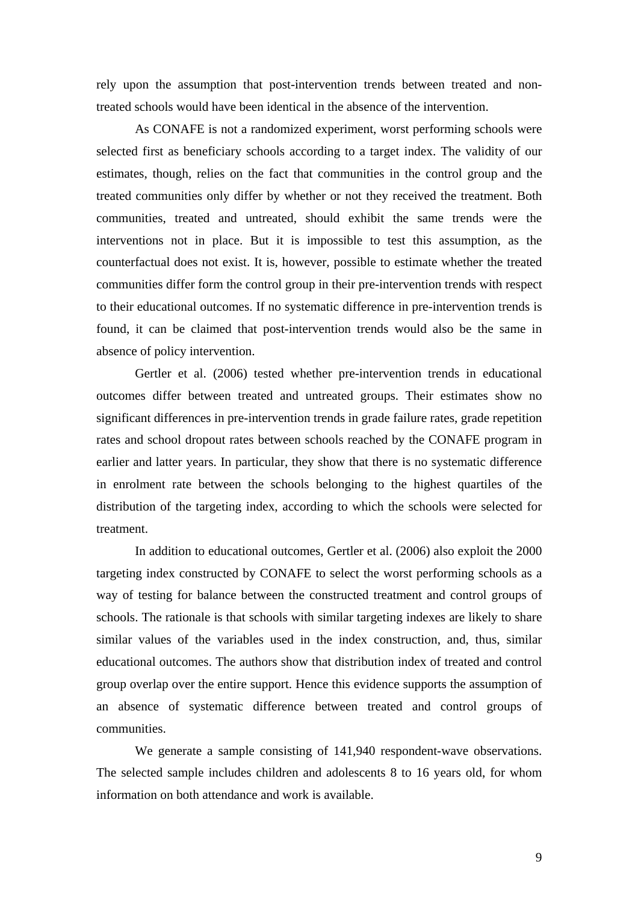rely upon the assumption that post-intervention trends between treated and non-treated schools would have been identical in the absence of the intervention.

As CONAFE is not a randomized experiment, worst performing schools were selected first as beneficiary schools according to a target index. The validity of our estimates, though, relies on the fact that communities in the control group and the treated communities only differ by whether or not they received the treatment. Both communities, treated and untreated, should exhibit the same trends were the interventions not in place. But it is impossible to test this assumption, as the counterfactual does not exist. It is, however, possible to estimate whether the treated communities differ form the control group in their pre-intervention trends with respect to their educational outcomes. If no systematic difference in pre-intervention trends is found, it can be claimed that post-intervention trends would also be the same in absence of policy intervention.

Gertler et al. (2006) tested whether pre-intervention trends in educational outcomes differ between treated and untreated groups. Their estimates show no significant differences in pre-intervention trends in grade failure rates, grade repetition rates and school dropout rates between schools reached by the CONAFE program in earlier and latter years. In particular, they show that there is no systematic difference in enrolment rate between the schools belonging to the highest quartiles of the distribution of the targeting index, according to which the schools were selected for treatment.

In addition to educational outcomes, Gertler et al. (2006) also exploit the 2000 targeting index constructed by CONAFE to select the worst performing schools as a way of testing for balance between the constructed treatment and control groups of schools. The rationale is that schools with similar targeting indexes are likely to share similar values of the variables used in the index construction, and, thus, similar educational outcomes. The authors show that distribution index of treated and control group overlap over the entire support. Hence this evidence supports the assumption of an absence of systematic difference between treated and control groups of communities.

We generate a sample consisting of 141,940 respondent-wave observations. The selected sample includes children and adolescents 8 to 16 years old, for whom information on both attendance and work is available.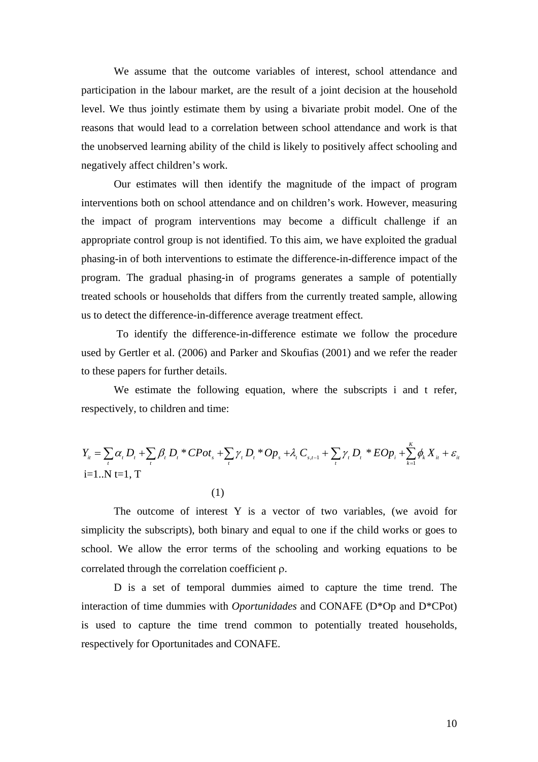We assume that the outcome variables of interest, school attendance and participation in the labour market, are the result of a joint decision at the household level. We thus jointly estimate them by using a bivariate probit model. One of the reasons that would lead to a correlation between school attendance and work is that the unobserved learning ability of the child is likely to positively affect schooling and negatively affect children's work.

Our estimates will then identify the magnitude of the impact of program interventions both on school attendance and on children's work. However, measuring the impact of program interventions may become a difficult challenge if an appropriate control group is not identified. To this aim, we have exploited the gradual phasing-in of both interventions to estimate the difference-in-difference impact of the program. The gradual phasing-in of programs generates a sample of potentially treated schools or households that differs from the currently treated sample, allowing us to detect the difference-in-difference average treatment effect.

To identify the difference-in-difference estimate we follow the procedure used by Gertler et al. (2006) and Parker and Skoufias (2001) and we refer the reader to these papers for further details.

We estimate the following equation, where the subscripts i and t refer, respectively, to children and time:

$$Y_{it} = \sum_t \alpha_t D_t + \sum_t \beta_t D_t * CPot_s + \sum_t \gamma_t D_t * Op_s + \lambda_t C_{s,t-1} + \sum_t \gamma_t D_t * EOp_i + \sum_{k=1}^{K} \phi_k X_{it} + \varepsilon_{it}$$

i=1..N t=1, T

(1)

The outcome of interest Y is a vector of two variables, (we avoid for simplicity the subscripts), both binary and equal to one if the child works or goes to school. We allow the error terms of the schooling and working equations to be correlated through the correlation coefficient $\rho$.

D is a set of temporal dummies aimed to capture the time trend. The interaction of time dummies with *Oportunidades* and CONAFE (D*Op and D*CPot) is used to capture the time trend common to potentially treated households, respectively for Oportunitades and CONAFE.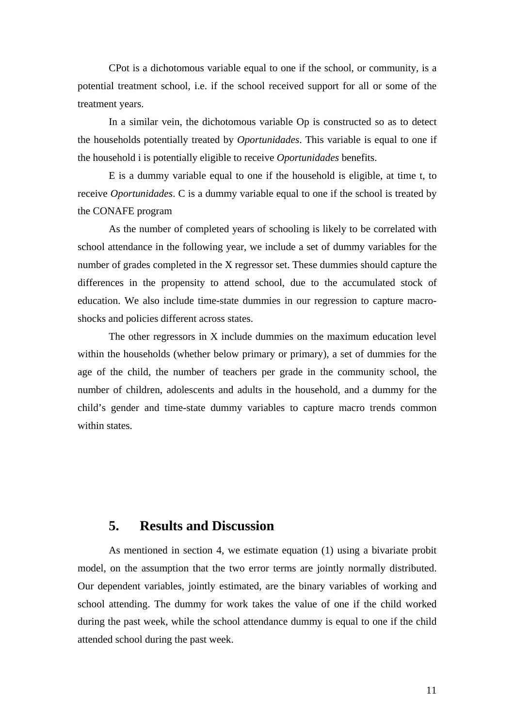CPot is a dichotomous variable equal to one if the school, or community, is a potential treatment school, i.e. if the school received support for all or some of the treatment years.

In a similar vein, the dichotomous variable Op is constructed so as to detect the households potentially treated by *Oportunidades*. This variable is equal to one if the household i is potentially eligible to receive *Oportunidades* benefits.

E is a dummy variable equal to one if the household is eligible, at time t, to receive *Oportunidades*. C is a dummy variable equal to one if the school is treated by the CONAFE program

As the number of completed years of schooling is likely to be correlated with school attendance in the following year, we include a set of dummy variables for the number of grades completed in the X regressor set. These dummies should capture the differences in the propensity to attend school, due to the accumulated stock of education. We also include time-state dummies in our regression to capture macro-shocks and policies different across states.

The other regressors in X include dummies on the maximum education level within the households (whether below primary or primary), a set of dummies for the age of the child, the number of teachers per grade in the community school, the number of children, adolescents and adults in the household, and a dummy for the child's gender and time-state dummy variables to capture macro trends common within states.

## 5. Results and Discussion

As mentioned in section 4, we estimate equation (1) using a bivariate probit model, on the assumption that the two error terms are jointly normally distributed. Our dependent variables, jointly estimated, are the binary variables of working and school attending. The dummy for work takes the value of one if the child worked during the past week, while the school attendance dummy is equal to one if the child attended school during the past week.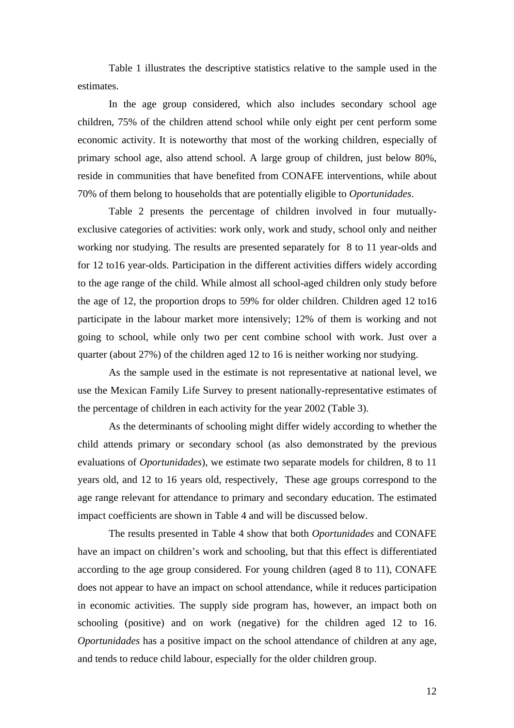Table 1 illustrates the descriptive statistics relative to the sample used in the estimates.

In the age group considered, which also includes secondary school age children, 75% of the children attend school while only eight per cent perform some economic activity. It is noteworthy that most of the working children, especially of primary school age, also attend school. A large group of children, just below 80%, reside in communities that have benefited from CONAFE interventions, while about 70% of them belong to households that are potentially eligible to *Oportunidades*.

Table 2 presents the percentage of children involved in four mutually-exclusive categories of activities: work only, work and study, school only and neither working nor studying. The results are presented separately for 8 to 11 year-olds and for 12 to16 year-olds. Participation in the different activities differs widely according to the age range of the child. While almost all school-aged children only study before the age of 12, the proportion drops to 59% for older children. Children aged 12 to16 participate in the labour market more intensively; 12% of them is working and not going to school, while only two per cent combine school with work. Just over a quarter (about 27%) of the children aged 12 to 16 is neither working nor studying.

As the sample used in the estimate is not representative at national level, we use the Mexican Family Life Survey to present nationally-representative estimates of the percentage of children in each activity for the year 2002 (Table 3).

As the determinants of schooling might differ widely according to whether the child attends primary or secondary school (as also demonstrated by the previous evaluations of *Oportunidades*), we estimate two separate models for children, 8 to 11 years old, and 12 to 16 years old, respectively, These age groups correspond to the age range relevant for attendance to primary and secondary education. The estimated impact coefficients are shown in Table 4 and will be discussed below.

The results presented in Table 4 show that both *Oportunidades* and CONAFE have an impact on children's work and schooling, but that this effect is differentiated according to the age group considered. For young children (aged 8 to 11), CONAFE does not appear to have an impact on school attendance, while it reduces participation in economic activities. The supply side program has, however, an impact both on schooling (positive) and on work (negative) for the children aged 12 to 16. *Oportunidades* has a positive impact on the school attendance of children at any age, and tends to reduce child labour, especially for the older children group.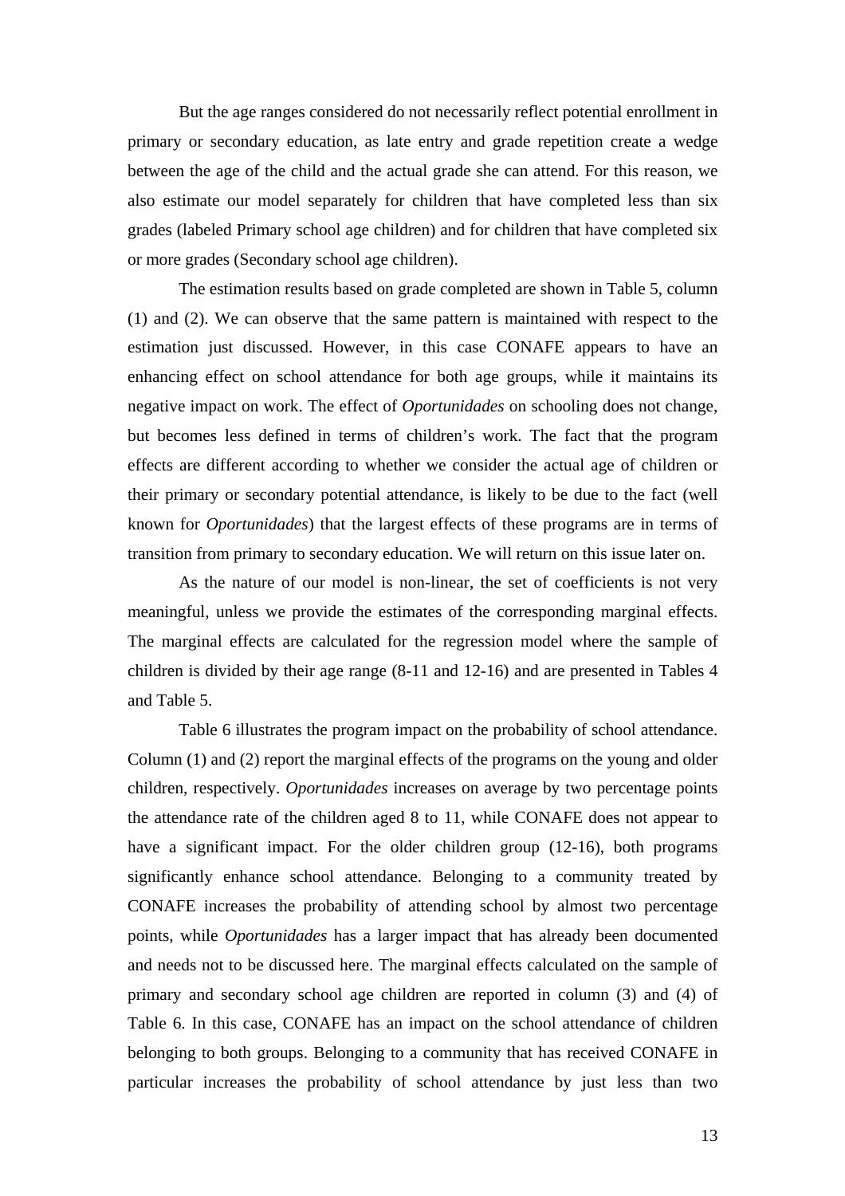But the age ranges considered do not necessarily reflect potential enrollment in primary or secondary education, as late entry and grade repetition create a wedge between the age of the child and the actual grade she can attend. For this reason, we also estimate our model separately for children that have completed less than six grades (labeled Primary school age children) and for children that have completed six or more grades (Secondary school age children).

The estimation results based on grade completed are shown in Table 5, column (1) and (2). We can observe that the same pattern is maintained with respect to the estimation just discussed. However, in this case CONAFE appears to have an enhancing effect on school attendance for both age groups, while it maintains its negative impact on work. The effect of *Oportunidades* on schooling does not change, but becomes less defined in terms of children's work. The fact that the program effects are different according to whether we consider the actual age of children or their primary or secondary potential attendance, is likely to be due to the fact (well known for *Oportunidades*) that the largest effects of these programs are in terms of transition from primary to secondary education. We will return on this issue later on.

As the nature of our model is non-linear, the set of coefficients is not very meaningful, unless we provide the estimates of the corresponding marginal effects. The marginal effects are calculated for the regression model where the sample of children is divided by their age range (8-11 and 12-16) and are presented in Tables 4 and Table 5.

Table 6 illustrates the program impact on the probability of school attendance. Column (1) and (2) report the marginal effects of the programs on the young and older children, respectively. *Oportunidades* increases on average by two percentage points the attendance rate of the children aged 8 to 11, while CONAFE does not appear to have a significant impact. For the older children group (12-16), both programs significantly enhance school attendance. Belonging to a community treated by CONAFE increases the probability of attending school by almost two percentage points, while *Oportunidades* has a larger impact that has already been documented and needs not to be discussed here. The marginal effects calculated on the sample of primary and secondary school age children are reported in column (3) and (4) of Table 6. In this case, CONAFE has an impact on the school attendance of children belonging to both groups. Belonging to a community that has received CONAFE in particular increases the probability of school attendance by just less than two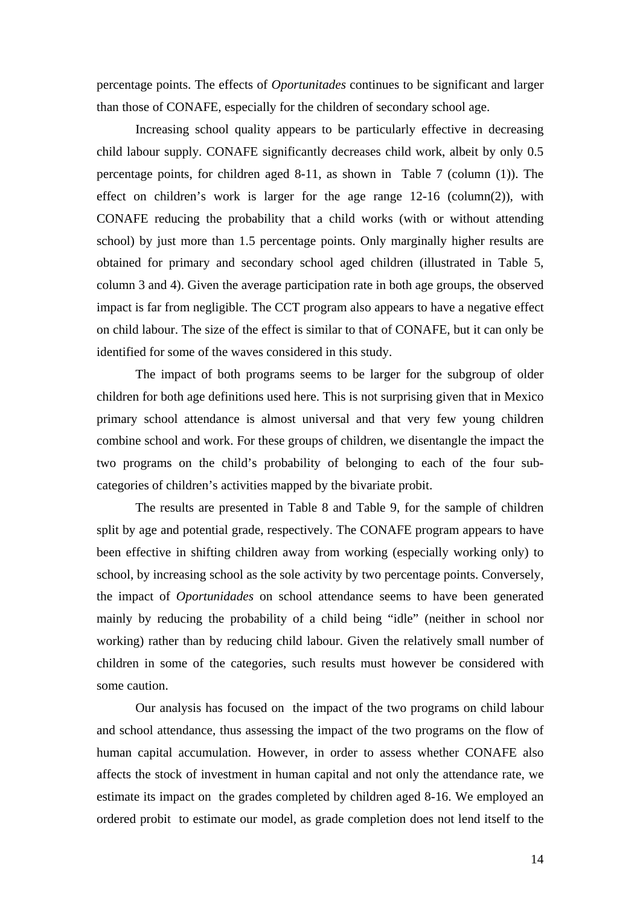percentage points. The effects of *Oportunitades* continues to be significant and larger than those of CONAFE, especially for the children of secondary school age.

Increasing school quality appears to be particularly effective in decreasing child labour supply. CONAFE significantly decreases child work, albeit by only 0.5 percentage points, for children aged 8-11, as shown in Table 7 (column (1)). The effect on children's work is larger for the age range 12-16 (column(2)), with CONAFE reducing the probability that a child works (with or without attending school) by just more than 1.5 percentage points. Only marginally higher results are obtained for primary and secondary school aged children (illustrated in Table 5, column 3 and 4). Given the average participation rate in both age groups, the observed impact is far from negligible. The CCT program also appears to have a negative effect on child labour. The size of the effect is similar to that of CONAFE, but it can only be identified for some of the waves considered in this study.

The impact of both programs seems to be larger for the subgroup of older children for both age definitions used here. This is not surprising given that in Mexico primary school attendance is almost universal and that very few young children combine school and work. For these groups of children, we disentangle the impact the two programs on the child's probability of belonging to each of the four sub-categories of children's activities mapped by the bivariate probit.

The results are presented in Table 8 and Table 9, for the sample of children split by age and potential grade, respectively. The CONAFE program appears to have been effective in shifting children away from working (especially working only) to school, by increasing school as the sole activity by two percentage points. Conversely, the impact of *Oportunidades* on school attendance seems to have been generated mainly by reducing the probability of a child being "idle" (neither in school nor working) rather than by reducing child labour. Given the relatively small number of children in some of the categories, such results must however be considered with some caution.

Our analysis has focused on the impact of the two programs on child labour and school attendance, thus assessing the impact of the two programs on the flow of human capital accumulation. However, in order to assess whether CONAFE also affects the stock of investment in human capital and not only the attendance rate, we estimate its impact on the grades completed by children aged 8-16. We employed an ordered probit to estimate our model, as grade completion does not lend itself to the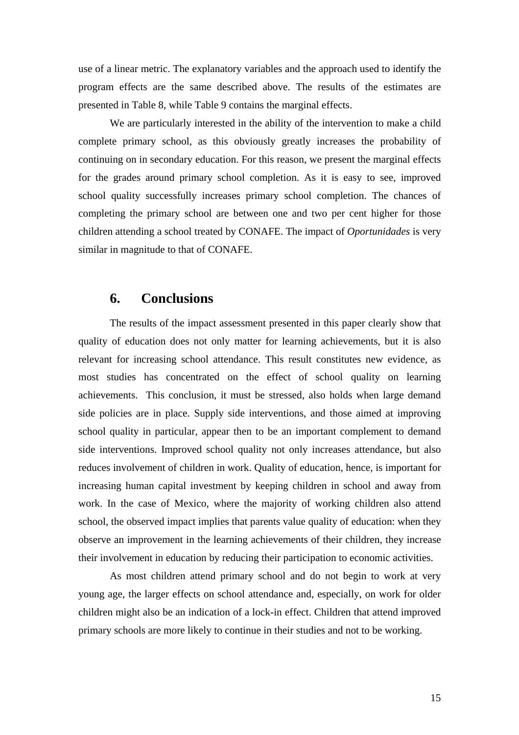use of a linear metric. The explanatory variables and the approach used to identify the program effects are the same described above. The results of the estimates are presented in Table 8, while Table 9 contains the marginal effects.

We are particularly interested in the ability of the intervention to make a child complete primary school, as this obviously greatly increases the probability of continuing on in secondary education. For this reason, we present the marginal effects for the grades around primary school completion. As it is easy to see, improved school quality successfully increases primary school completion. The chances of completing the primary school are between one and two per cent higher for those children attending a school treated by CONAFE. The impact of *Oportunidades* is very similar in magnitude to that of CONAFE.

## 6. Conclusions

The results of the impact assessment presented in this paper clearly show that quality of education does not only matter for learning achievements, but it is also relevant for increasing school attendance. This result constitutes new evidence, as most studies has concentrated on the effect of school quality on learning achievements. This conclusion, it must be stressed, also holds when large demand side policies are in place. Supply side interventions, and those aimed at improving school quality in particular, appear then to be an important complement to demand side interventions. Improved school quality not only increases attendance, but also reduces involvement of children in work. Quality of education, hence, is important for increasing human capital investment by keeping children in school and away from work. In the case of Mexico, where the majority of working children also attend school, the observed impact implies that parents value quality of education: when they observe an improvement in the learning achievements of their children, they increase their involvement in education by reducing their participation to economic activities.

As most children attend primary school and do not begin to work at very young age, the larger effects on school attendance and, especially, on work for older children might also be an indication of a lock-in effect. Children that attend improved primary schools are more likely to continue in their studies and not to be working.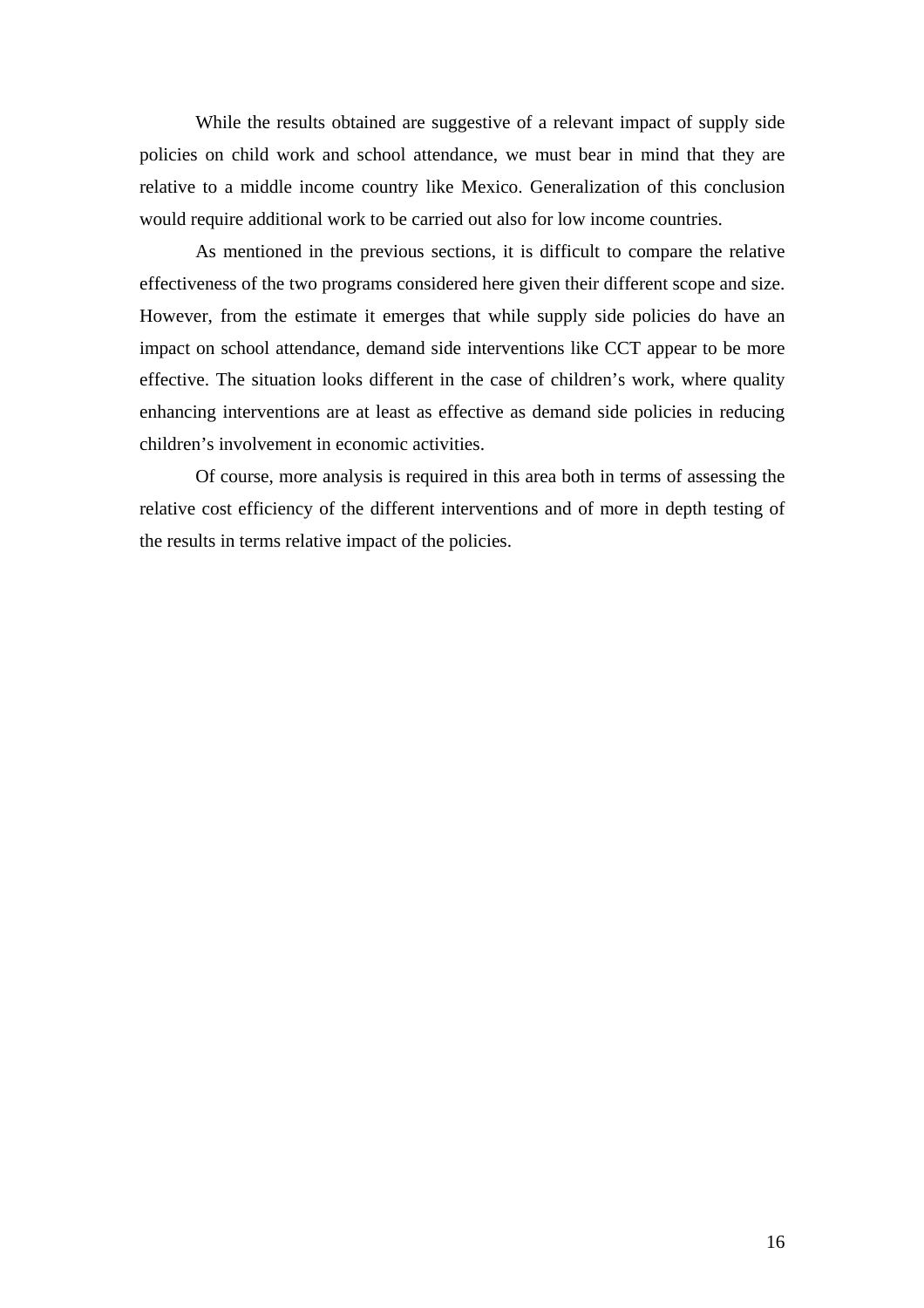While the results obtained are suggestive of a relevant impact of supply side policies on child work and school attendance, we must bear in mind that they are relative to a middle income country like Mexico. Generalization of this conclusion would require additional work to be carried out also for low income countries.

As mentioned in the previous sections, it is difficult to compare the relative effectiveness of the two programs considered here given their different scope and size. However, from the estimate it emerges that while supply side policies do have an impact on school attendance, demand side interventions like CCT appear to be more effective. The situation looks different in the case of children's work, where quality enhancing interventions are at least as effective as demand side policies in reducing children's involvement in economic activities.

Of course, more analysis is required in this area both in terms of assessing the relative cost efficiency of the different interventions and of more in depth testing of the results in terms relative impact of the policies.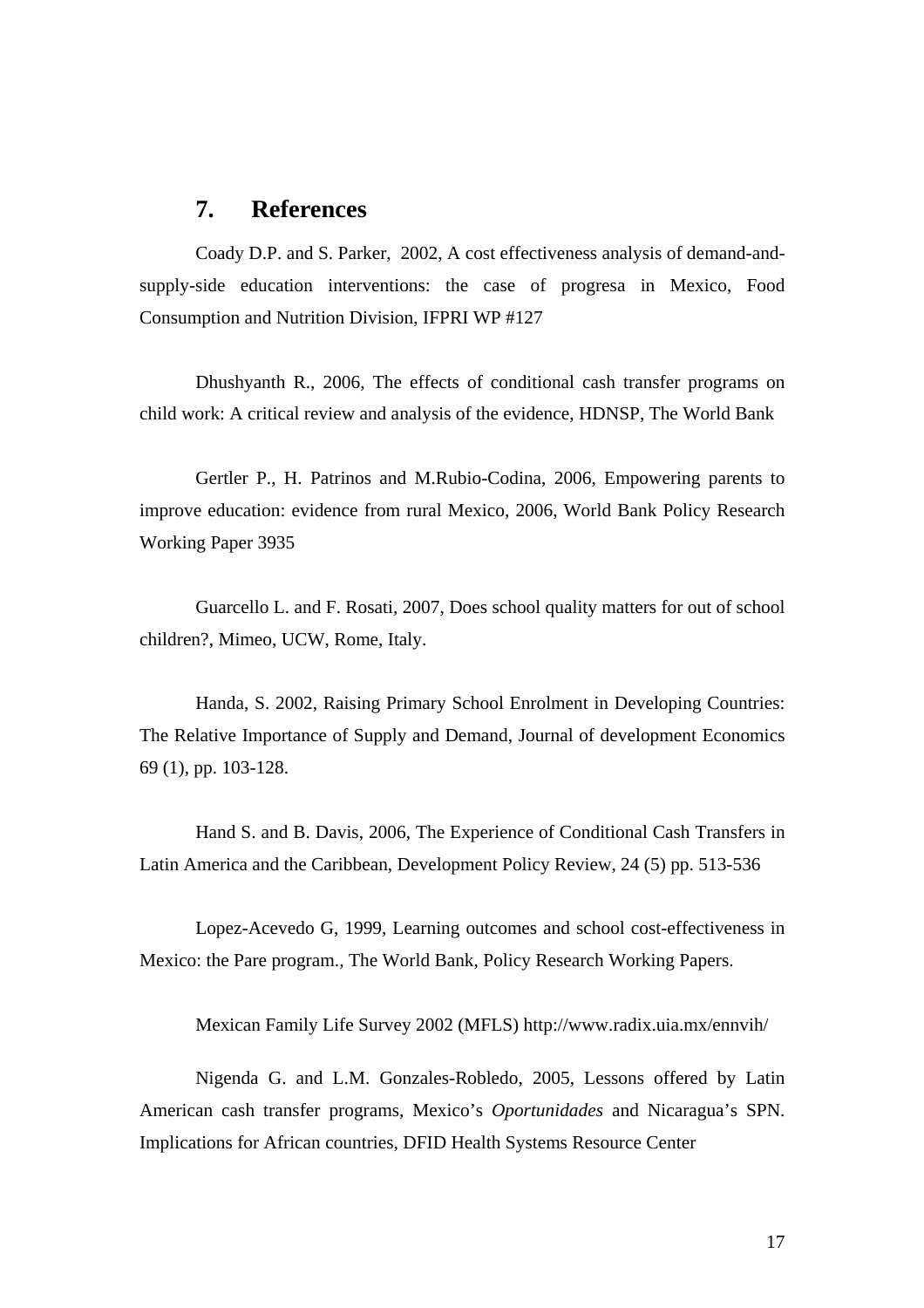## 7. References

Coady D.P. and S. Parker, 2002, A cost effectiveness analysis of demand-and-supply-side education interventions: the case of progresa in Mexico, Food Consumption and Nutrition Division, IFPRI WP #127

Dhushyanth R., 2006, The effects of conditional cash transfer programs on child work: A critical review and analysis of the evidence, HDNSP, The World Bank

Gertler P., H. Patrinos and M.Rubio-Codina, 2006, Empowering parents to improve education: evidence from rural Mexico, 2006, World Bank Policy Research Working Paper 3935

Guarcello L. and F. Rosati, 2007, Does school quality matters for out of school children?, Mimeo, UCW, Rome, Italy.

Handa, S. 2002, Raising Primary School Enrolment in Developing Countries: The Relative Importance of Supply and Demand, Journal of development Economics 69 (1), pp. 103-128.

Hand S. and B. Davis, 2006, The Experience of Conditional Cash Transfers in Latin America and the Caribbean, Development Policy Review, 24 (5) pp. 513-536

Lopez-Acevedo G, 1999, Learning outcomes and school cost-effectiveness in Mexico: the Pare program., The World Bank, Policy Research Working Papers.

Mexican Family Life Survey 2002 (MFLS) http://www.radix.uia.mx/ennvih/

Nigenda G. and L.M. Gonzales-Robledo, 2005, Lessons offered by Latin American cash transfer programs, Mexico's *Oportunidades* and Nicaragua's SPN. Implications for African countries, DFID Health Systems Resource Center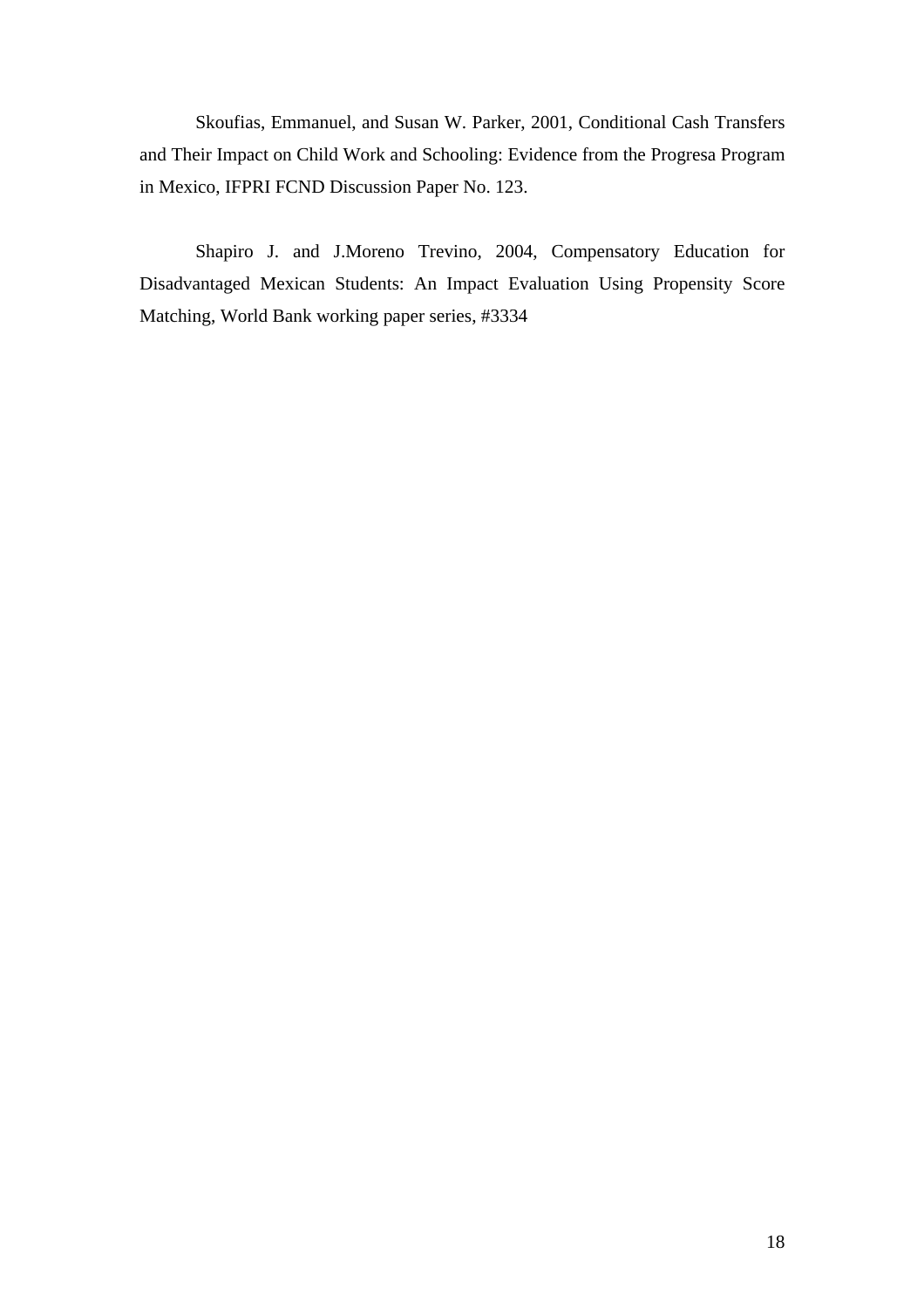Skoufias, Emmanuel, and Susan W. Parker, 2001, Conditional Cash Transfers and Their Impact on Child Work and Schooling: Evidence from the Progresa Program in Mexico, IFPRI FCND Discussion Paper No. 123.

Shapiro J. and J.Moreno Trevino, 2004, Compensatory Education for Disadvantaged Mexican Students: An Impact Evaluation Using Propensity Score Matching, World Bank working paper series, #3334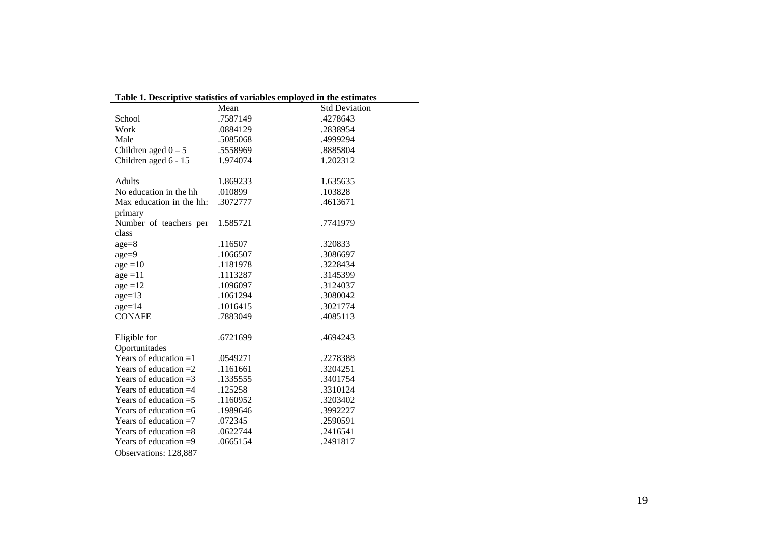**Table 1. Descriptive statistics of variables employed in the estimates**

| | Mean | Std Deviation |
|---|---|---|
| School | .7587149 | .4278643 |
| Work | .0884129 | .2838954 |
| Male | .5085068 | .4999294 |
| Children aged 0 – 5 | .5558969 | .8885804 |
| Children aged 6 - 15 | 1.974074 | 1.202312 |
| Adults | 1.869233 | 1.635635 |
| No education in the hh | .010899 | .103828 |
| Max education in the hh: primary | .3072777 | .4613671 |
| Number of teachers per class | 1.585721 | .7741979 |
| age=8 | .116507 | .320833 |
| age=9 | .1066507 | .3086697 |
| age =10 | .1181978 | .3228434 |
| age =11 | .1113287 | .3145399 |
| age =12 | .1096097 | .3124037 |
| age=13 | .1061294 | .3080042 |
| age=14 | .1016415 | .3021774 |
| CONAFE | .7883049 | .4085113 |
| Eligible for Oportunitades | .6721699 | .4694243 |
| Years of education =1 | .0549271 | .2278388 |
| Years of education =2 | .1161661 | .3204251 |
| Years of education =3 | .1335555 | .3401754 |
| Years of education =4 | .125258 | .3310124 |
| Years of education =5 | .1160952 | .3203402 |
| Years of education =6 | .1989646 | .3992227 |
| Years of education =7 | .072345 | .2590591 |
| Years of education =8 | .0622744 | .2416541 |
| Years of education =9 | .0665154 | .2491817 |

Observations: 128,887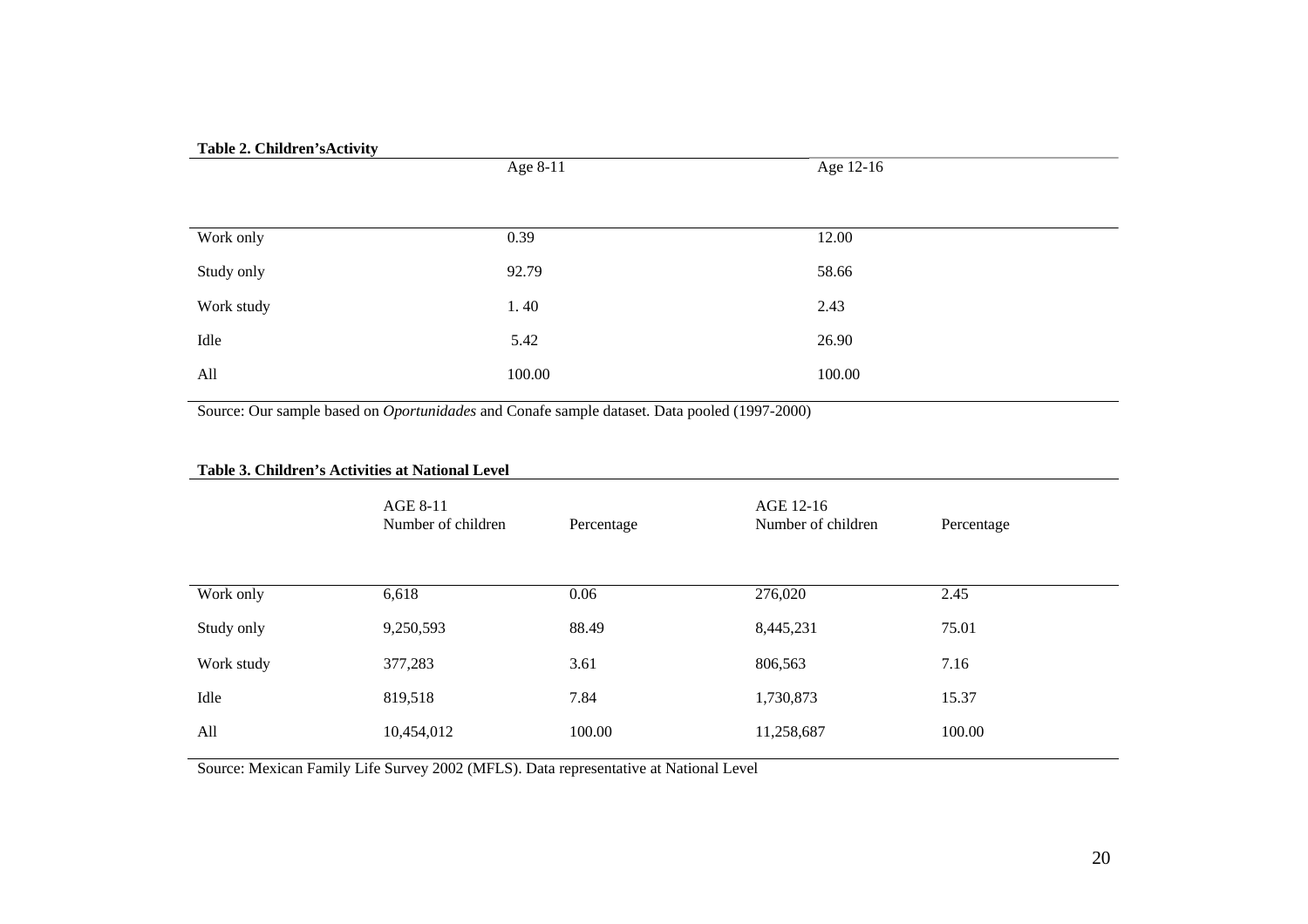**Table 2. Children'sActivity**

| | Age 8-11 | Age 12-16 |
|---|---|---|
| Work only | 0.39 | 12.00 |
| Study only | 92.79 | 58.66 |
| Work study | 1. 40 | 2.43 |
| Idle | 5.42 | 26.90 |
| All | 100.00 | 100.00 |

Source: Our sample based on *Oportunidades* and Conafe sample dataset. Data pooled (1997-2000)

**Table 3. Children's Activities at National Level**

| | AGE 8-11 Number of children | Percentage | AGE 12-16 Number of children | Percentage |
|---|---|---|---|---|
| Work only | 6,618 | 0.06 | 276,020 | 2.45 |
| Study only | 9,250,593 | 88.49 | 8,445,231 | 75.01 |
| Work study | 377,283 | 3.61 | 806,563 | 7.16 |
| Idle | 819,518 | 7.84 | 1,730,873 | 15.37 |
| All | 10,454,012 | 100.00 | 11,258,687 | 100.00 |

Source: Mexican Family Life Survey 2002 (MFLS). Data representative at National Level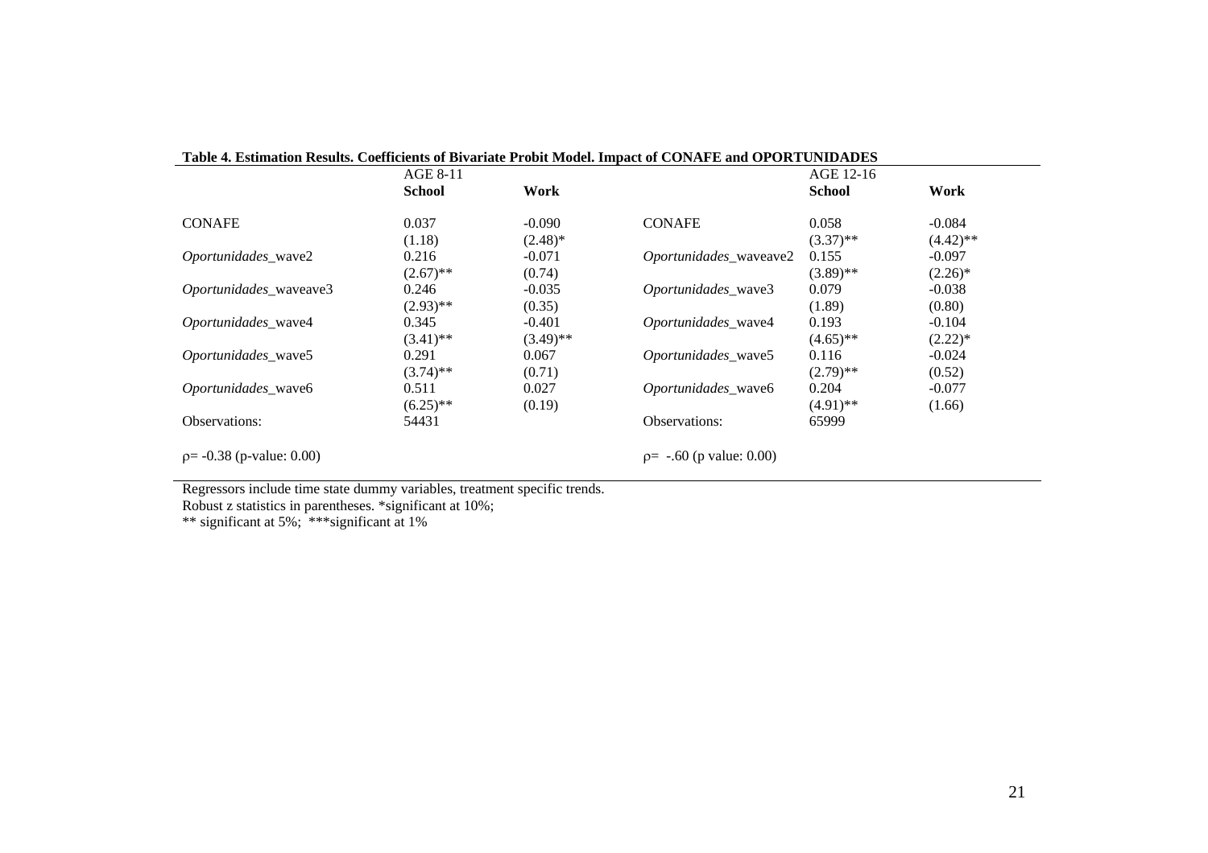**Table 4. Estimation Results. Coefficients of Bivariate Probit Model. Impact of CONAFE and OPORTUNIDADES**

| | AGE 8-11 | | | AGE 12-16 | |
|---|---|---|---|---|---|
| | **School** | **Work** | | **School** | **Work** |
| CONAFE | 0.037 | -0.090 | CONAFE | 0.058 | -0.084 |
| | (1.18) | (2.48)* | | (3.37)** | (4.42)** |
| *Oportunidades*_wave2 | 0.216 | -0.071 | *Oportunidades*_waveave2 | 0.155 | -0.097 |
| | (2.67)** | (0.74) | | (3.89)** | (2.26)* |
| *Oportunidades*_waveave3 | 0.246 | -0.035 | *Oportunidades*_wave3 | 0.079 | -0.038 |
| | (2.93)** | (0.35) | | (1.89) | (0.80) |
| *Oportunidades*_wave4 | 0.345 | -0.401 | *Oportunidades*_wave4 | 0.193 | -0.104 |
| | (3.41)** | (3.49)** | | (4.65)** | (2.22)* |
| *Oportunidades*_wave5 | 0.291 | 0.067 | *Oportunidades*_wave5 | 0.116 | -0.024 |
| | (3.74)** | (0.71) | | (2.79)** | (0.52) |
| *Oportunidades*_wave6 | 0.511 | 0.027 | *Oportunidades*_wave6 | 0.204 | -0.077 |
| | (6.25)** | (0.19) | | (4.91)** | (1.66) |
| Observations: | 54431 | | Observations: | 65999 | |
| $\rho$= -0.38 (p-value: 0.00) | | | $\rho$= -.60 (p value: 0.00) | | |

Regressors include time state dummy variables, treatment specific trends.
Robust z statistics in parentheses. *significant at 10%;
** significant at 5%; ***significant at 1%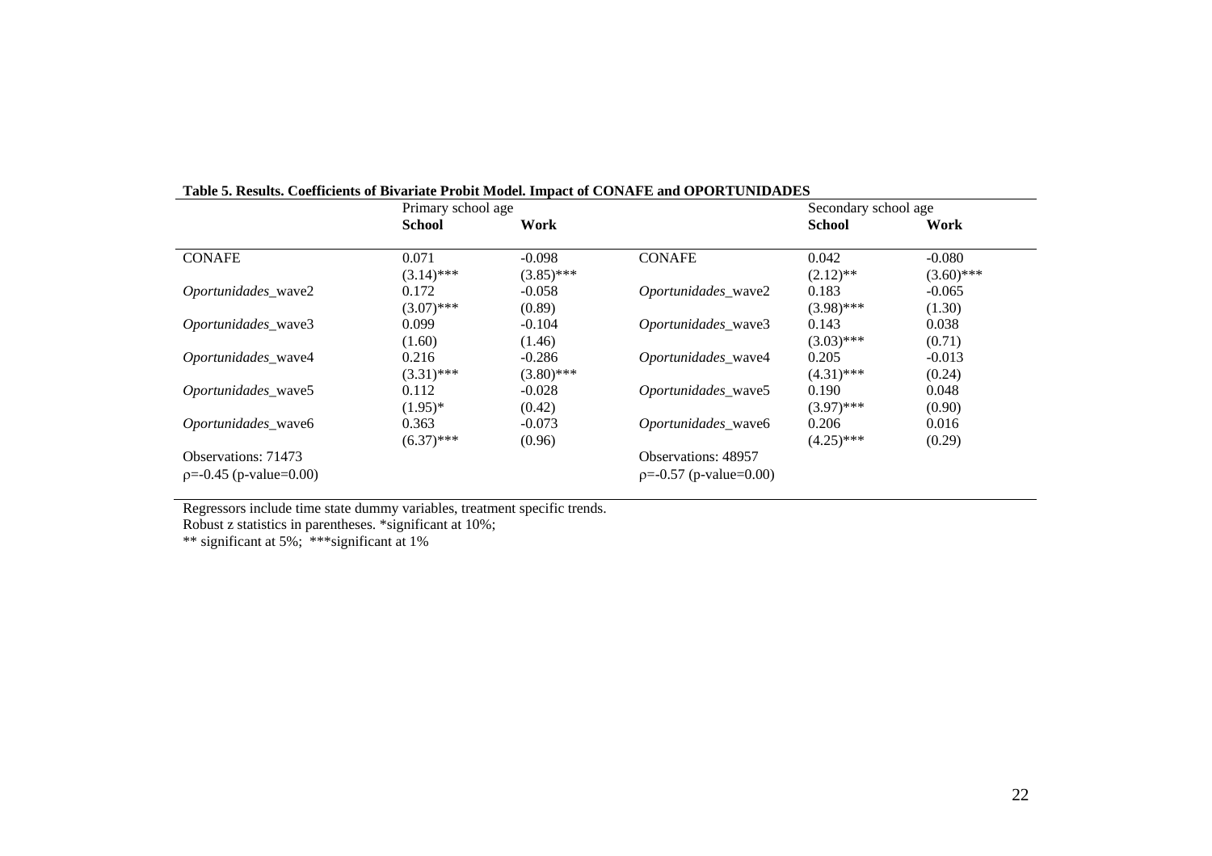**Table 5. Results. Coefficients of Bivariate Probit Model. Impact of CONAFE and OPORTUNIDADES**

| | Primary school age | | | Secondary school age | |
|---|---|---|---|---|---|
| | **School** | **Work** | | **School** | **Work** |
| CONAFE | 0.071 | -0.098 | CONAFE | 0.042 | -0.080 |
| | (3.14)*** | (3.85)*** | | (2.12)** | (3.60)*** |
| *Oportunidades*_wave2 | 0.172 | -0.058 | *Oportunidades*_wave2 | 0.183 | -0.065 |
| | (3.07)*** | (0.89) | | (3.98)*** | (1.30) |
| *Oportunidades*_wave3 | 0.099 | -0.104 | *Oportunidades*_wave3 | 0.143 | 0.038 |
| | (1.60) | (1.46) | | (3.03)*** | (0.71) |
| *Oportunidades*_wave4 | 0.216 | -0.286 | *Oportunidades*_wave4 | 0.205 | -0.013 |
| | (3.31)*** | (3.80)*** | | (4.31)*** | (0.24) |
| *Oportunidades*_wave5 | 0.112 | -0.028 | *Oportunidades*_wave5 | 0.190 | 0.048 |
| | (1.95)* | (0.42) | | (3.97)*** | (0.90) |
| *Oportunidades*_wave6 | 0.363 | -0.073 | *Oportunidades*_wave6 | 0.206 | 0.016 |
| | (6.37)*** | (0.96) | | (4.25)*** | (0.29) |
| Observations: 71473 | | | Observations: 48957 | | |
| $\rho$=-0.45 (p-value=0.00) | | | $\rho$=-0.57 (p-value=0.00) | | |

Regressors include time state dummy variables, treatment specific trends.
Robust z statistics in parentheses. *significant at 10%;
** significant at 5%; ***significant at 1%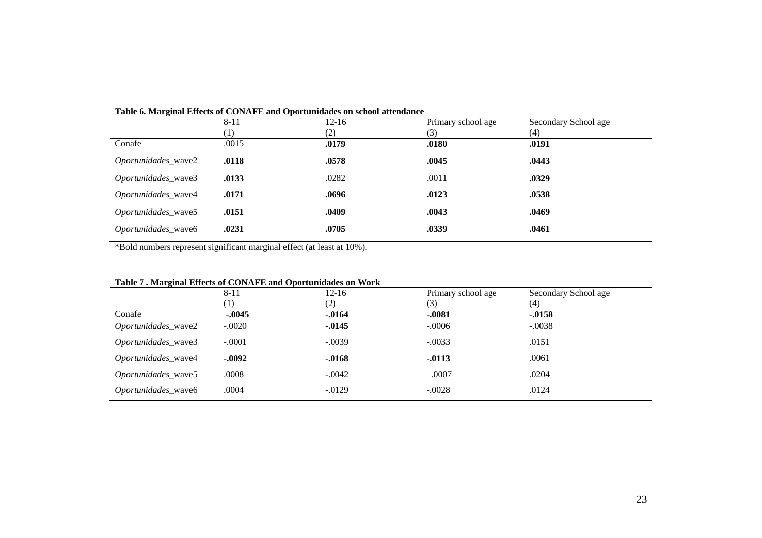**Table 6. Marginal Effects of CONAFE and Oportunidades on school attendance**

| | 8-11<br>(1) | 12-16<br>(2) | Primary school age<br>(3) | Secondary School age<br>(4) |
|---|---|---|---|---|
| Conafe | .0015 | **.0179** | **.0180** | **.0191** |
| *Oportunidades*_wave2 | **.0118** | **.0578** | **.0045** | **.0443** |
| *Oportunidades*_wave3 | **.0133** | .0282 | .0011 | **.0329** |
| *Oportunidades*_wave4 | **.0171** | **.0696** | **.0123** | **.0538** |
| *Oportunidades*_wave5 | **.0151** | **.0409** | **.0043** | **.0469** |
| *Oportunidades*_wave6 | **.0231** | **.0705** | **.0339** | **.0461** |

*Bold numbers represent significant marginal effect (at least at 10%).

**Table 7 . Marginal Effects of CONAFE and Oportunidades on Work**

| | 8-11<br>(1) | 12-16<br>(2) | Primary school age<br>(3) | Secondary School age<br>(4) |
|---|---|---|---|---|
| Conafe | **-.0045** | **-.0164** | **-.0081** | **-.0158** |
| *Oportunidades*_wave2 | -.0020 | **-.0145** | -.0006 | -.0038 |
| *Oportunidades*_wave3 | -.0001 | -.0039 | -.0033 | .0151 |
| *Oportunidades*_wave4 | **-.0092** | **-.0168** | **-.0113** | .0061 |
| *Oportunidades*_wave5 | .0008 | -.0042 | .0007 | .0204 |
| *Oportunidades*_wave6 | .0004 | -.0129 | -.0028 | .0124 |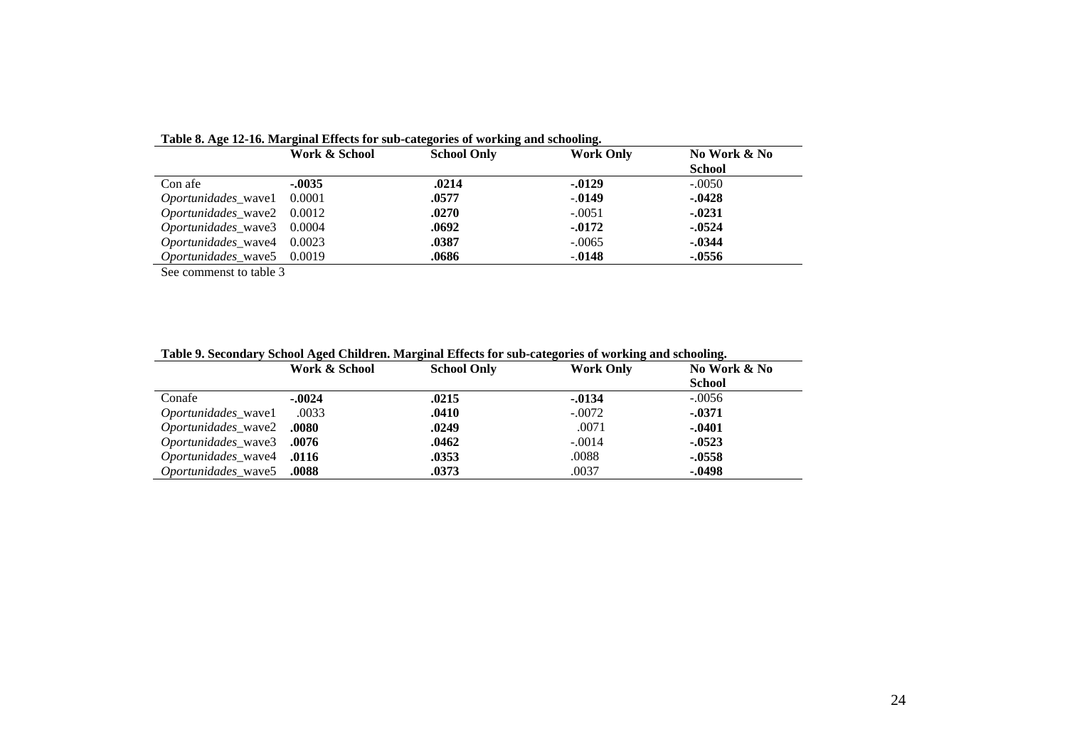**Table 8. Age 12-16. Marginal Effects for sub-categories of working and schooling.**

| | Work & School | School Only | Work Only | No Work & No School |
|---|---|---|---|---|
| Con afe | **-.0035** | **.0214** | **-.0129** | -.0050 |
| *Oportunidades*_wave1 | 0.0001 | **.0577** | -.**0149** | **-.0428** |
| *Oportunidades*_wave2 | 0.0012 | **.0270** | -.0051 | **-.0231** |
| *Oportunidades*_wave3 | 0.0004 | **.0692** | **-.0172** | **-.0524** |
| *Oportunidades*_wave4 | 0.0023 | **.0387** | -.0065 | **-.0344** |
| *Oportunidades*_wave5 | 0.0019 | **.0686** | -.**0148** | **-.0556** |

See commenst to table 3

**Table 9. Secondary School Aged Children. Marginal Effects for sub-categories of working and schooling.**

| | Work & School | School Only | Work Only | No Work & No School |
|---|---|---|---|---|
| Conafe | **-.0024** | **.0215** | **-.0134** | -.0056 |
| *Oportunidades*_wave1 | .0033 | **.0410** | -.0072 | **-.0371** |
| *Oportunidades*_wave2 | **.0080** | **.0249** | .0071 | **-.0401** |
| *Oportunidades*_wave3 | **.0076** | **.0462** | -.0014 | **-.0523** |
| *Oportunidades*_wave4 | **.0116** | **.0353** | .0088 | **-.0558** |
| *Oportunidades*_wave5 | **.0088** | **.0373** | .0037 | **-.0498** |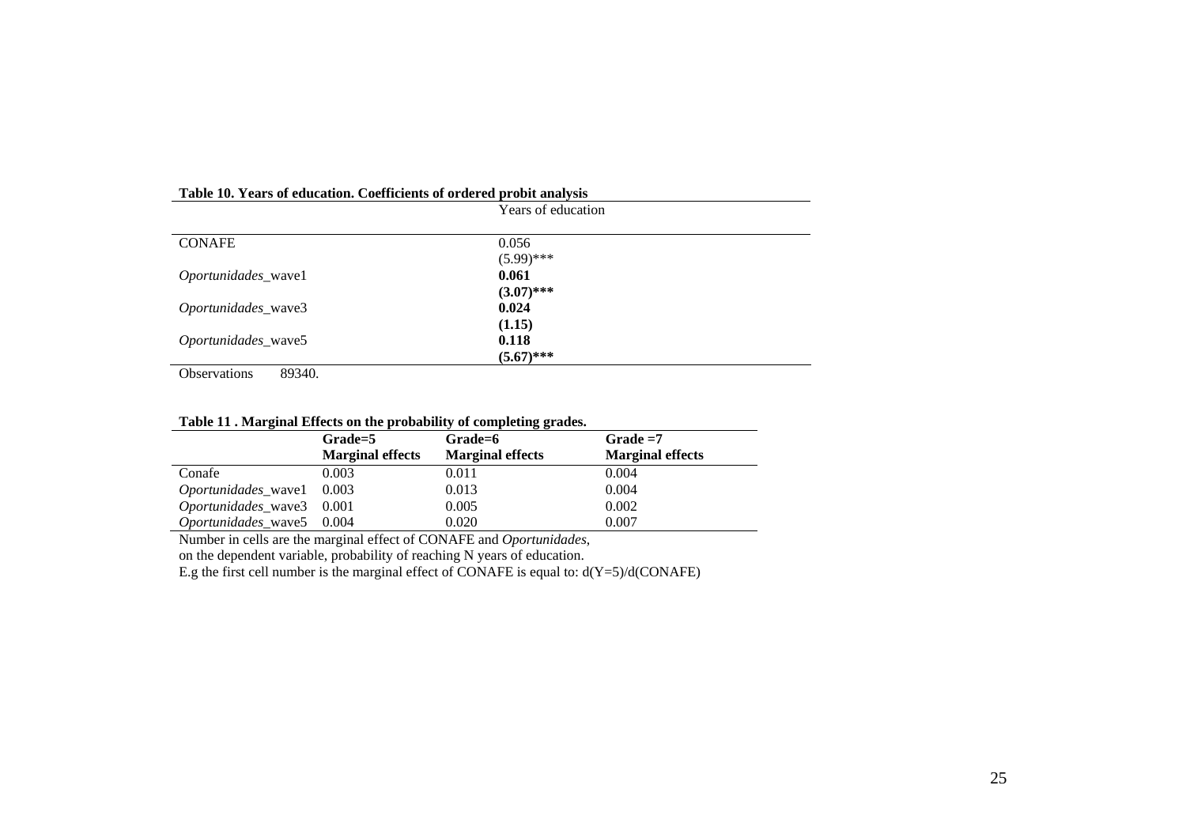**Table 10. Years of education. Coefficients of ordered probit analysis**

| | Years of education |
|---|---|
| CONAFE | 0.056 |
| | (5.99)*** |
| *Oportunidades*_wave1 | **0.061** |
| | **(3.07)*** ** |
| *Oportunidades*_wave3 | **0.024** |
| | **(1.15)** |
| *Oportunidades*_wave5 | **0.118** |
| | **(5.67)*** ** |

Observations 89340.

**Table 11 . Marginal Effects on the probability of completing grades.**

| | **Grade=5** **Marginal effects** | **Grade=6** **Marginal effects** | **Grade =7** **Marginal effects** |
|---|---|---|---|
| Conafe | 0.003 | 0.011 | 0.004 |
| *Oportunidades*_wave1 | 0.003 | 0.013 | 0.004 |
| *Oportunidades*_wave3 | 0.001 | 0.005 | 0.002 |
| *Oportunidades*_wave5 | 0.004 | 0.020 | 0.007 |

Number in cells are the marginal effect of CONAFE and *Oportunidades*,
on the dependent variable, probability of reaching N years of education.
E.g the first cell number is the marginal effect of CONAFE is equal to: d(Y=5)/d(CONAFE)